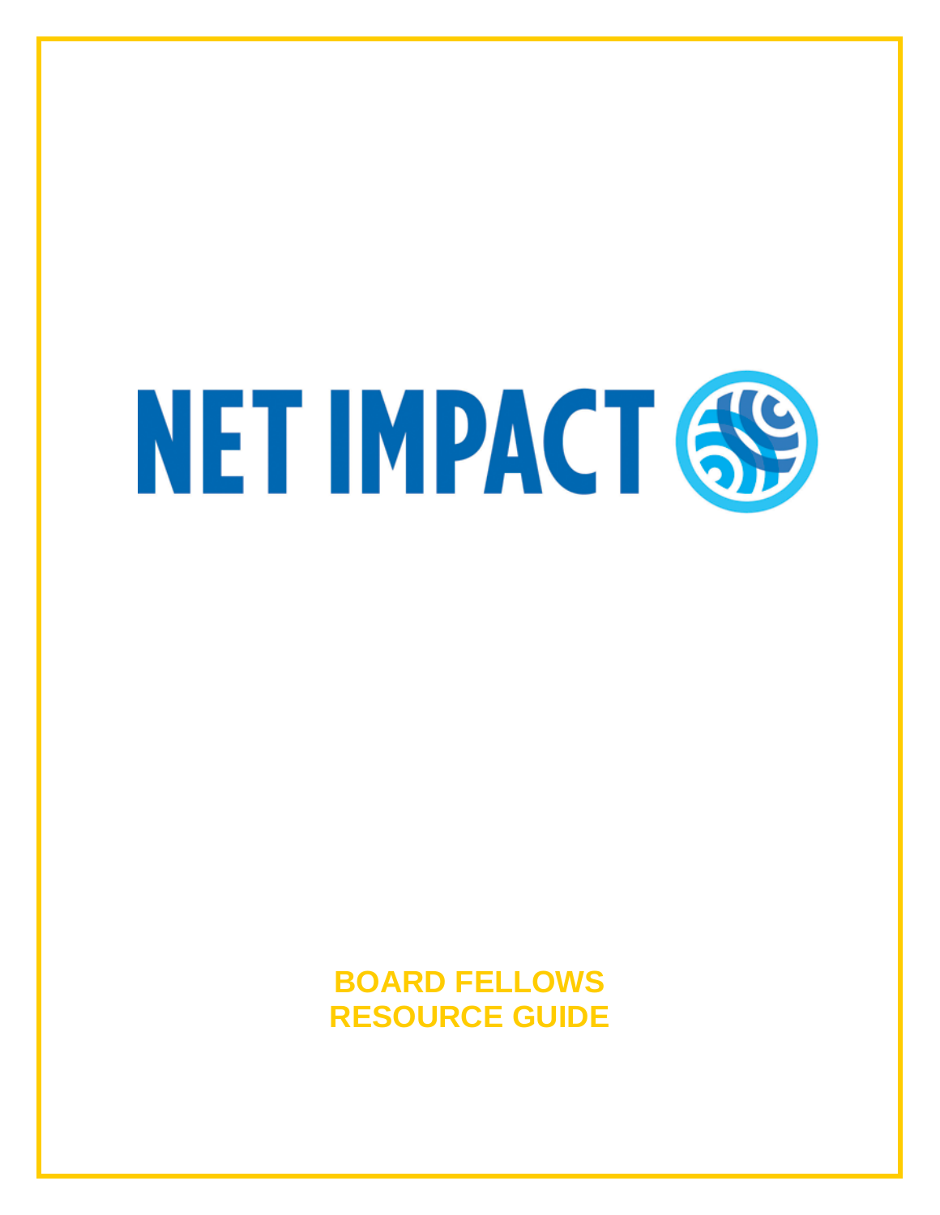NET IMPACT

# BOARD FELLOWS RESOURCE GUIDE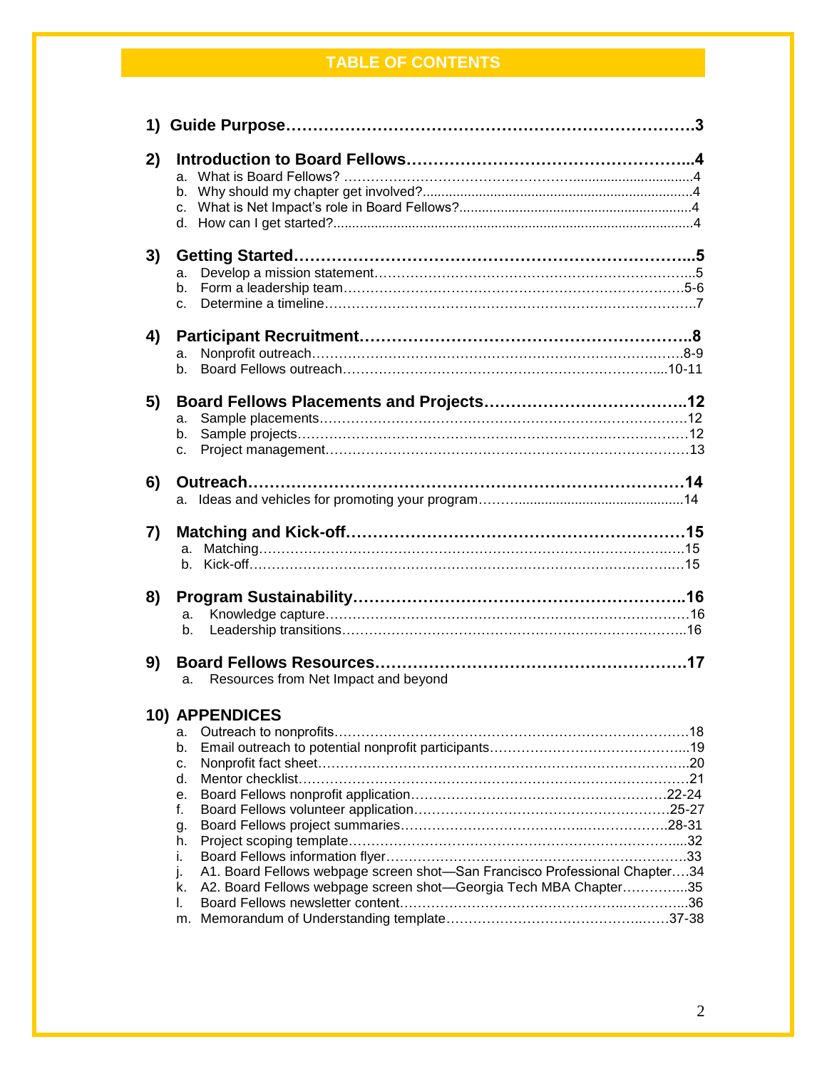# TABLE OF CONTENTS

**1) Guide Purpose……………………………………………………………………3**

**2) Introduction to Board Fellows……………………………………………...4**
- a. What is Board Fellows? ……………………………………………………………4
- b. Why should my chapter get involved?.....................................................................4
- c. What is Net Impact's role in Board Fellows?...........................................................4
- d. How can I get started?.............................................................................................4

**3) Getting Started………………………………………………………………...5**
- a. Develop a mission statement……………………………………………………...5
- b. Form a leadership team…………………………………………………………5-6
- c. Determine a timeline……………………………………………………………….7

**4) Participant Recruitment…………………………………………………….8**
- a. Nonprofit outreach……………………………………………………………….8-9
- b. Board Fellows outreach…………………………………………………………...10-11

**5) Board Fellows Placements and Projects………………………………..12**
- a. Sample placements………………………………………………………………12
- b. Sample projects…………………………………………………………………12
- c. Project management…………………………………………………………….13

**6) Outreach………………………………………………………………………14**
- a. Ideas and vehicles for promoting your program……............................................14

**7) Matching and Kick-off………………………………………………………15**
- a. Matching………………………………………………………………………….15
- b. Kick-off……………………………………………………………………………15

**8) Program Sustainability……………………………………………………..16**
- a. Knowledge capture……………………………………………………………….16
- b. Leadership transitions…………………………………………………………...16

**9) Board Fellows Resources…………………………………………………17**
- a. Resources from Net Impact and beyond

**10) APPENDICES**
- a. Outreach to nonprofits……………………………………………………………18
- b. Email outreach to potential nonprofit participants……………………………...19
- c. Nonprofit fact sheet……………………………………………………………...20
- d. Mentor checklist………………………………………………………………….21
- e. Board Fellows nonprofit application…………………………………………22-24
- f. Board Fellows volunteer application…………………………………………25-27
- g. Board Fellows project summaries……………………………………………..28-31
- h. Project scoping template…………………………………………………………...32
- i. Board Fellows information flyer…………………………………………………33
- j. A1. Board Fellows webpage screen shot—San Francisco Professional Chapter….34
- k. A2. Board Fellows webpage screen shot—Georgia Tech MBA Chapter…………...35
- l. Board Fellows newsletter content………………………………………………...36
- m. Memorandum of Understanding template……………………………………37-38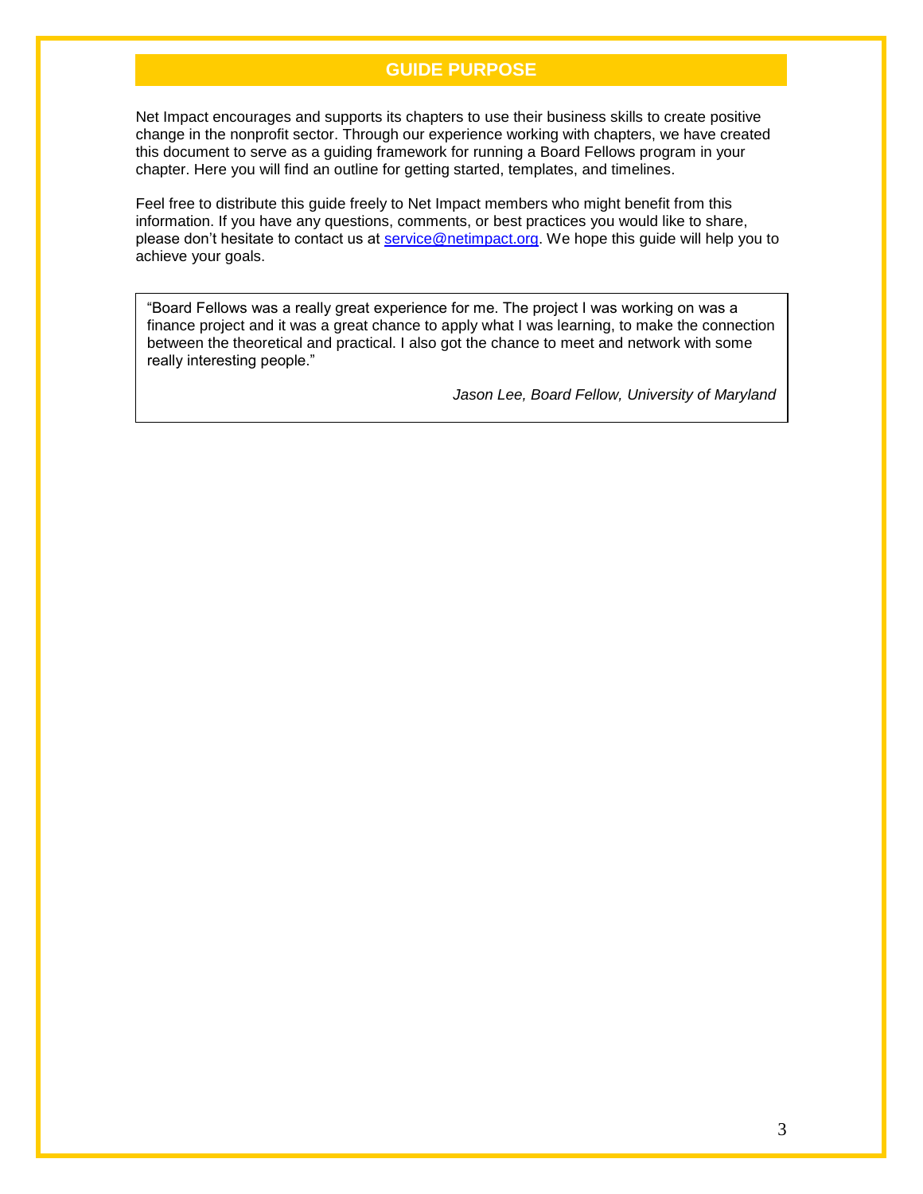## GUIDE PURPOSE

Net Impact encourages and supports its chapters to use their business skills to create positive change in the nonprofit sector. Through our experience working with chapters, we have created this document to serve as a guiding framework for running a Board Fellows program in your chapter. Here you will find an outline for getting started, templates, and timelines.

Feel free to distribute this guide freely to Net Impact members who might benefit from this information. If you have any questions, comments, or best practices you would like to share, please don't hesitate to contact us at [service@netimpact.org](mailto:service@netimpact.org). We hope this guide will help you to achieve your goals.

> "Board Fellows was a really great experience for me. The project I was working on was a finance project and it was a great chance to apply what I was learning, to make the connection between the theoretical and practical. I also got the chance to meet and network with some really interesting people."
>
> *Jason Lee, Board Fellow, University of Maryland*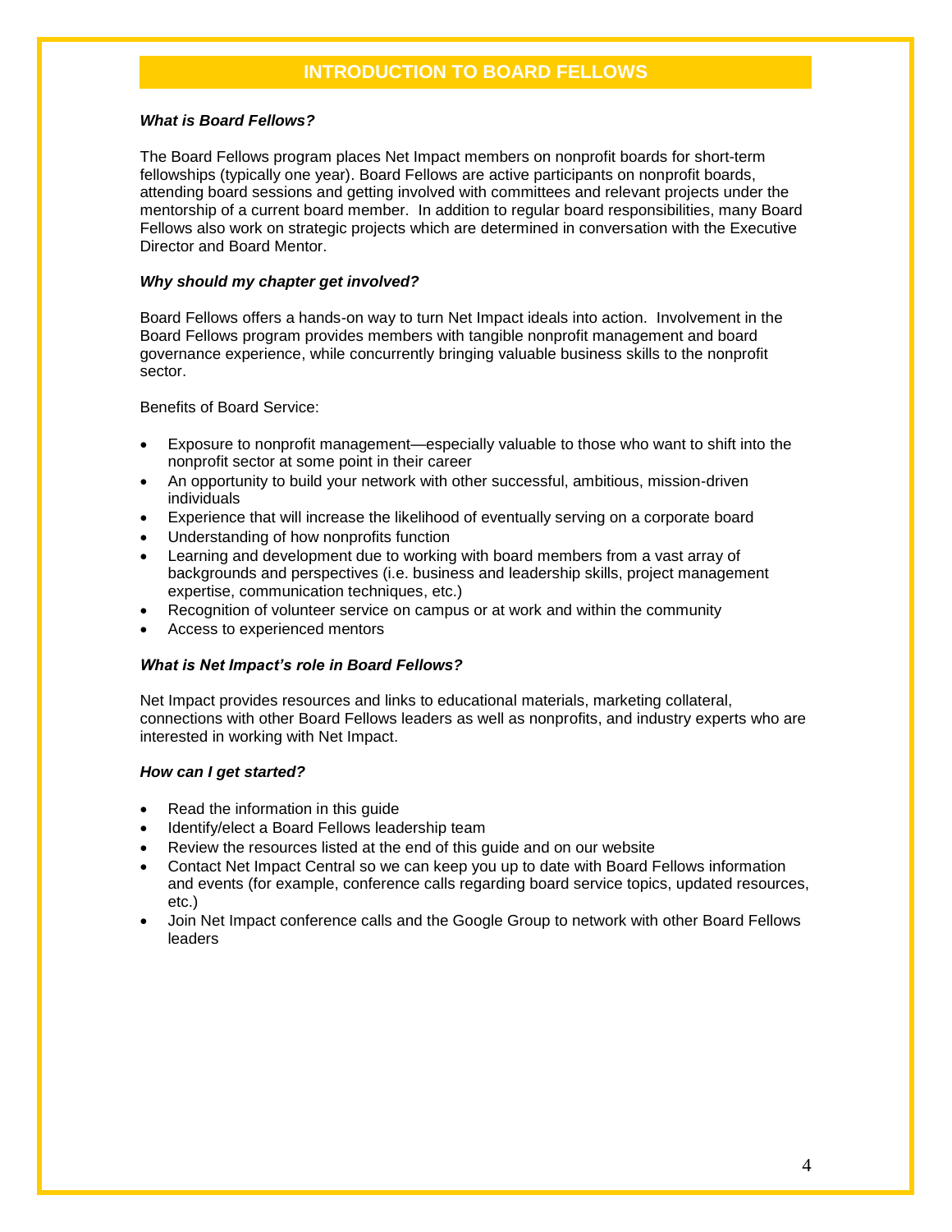# INTRODUCTION TO BOARD FELLOWS

***What is Board Fellows?***

The Board Fellows program places Net Impact members on nonprofit boards for short-term fellowships (typically one year). Board Fellows are active participants on nonprofit boards, attending board sessions and getting involved with committees and relevant projects under the mentorship of a current board member. In addition to regular board responsibilities, many Board Fellows also work on strategic projects which are determined in conversation with the Executive Director and Board Mentor.

***Why should my chapter get involved?***

Board Fellows offers a hands-on way to turn Net Impact ideals into action. Involvement in the Board Fellows program provides members with tangible nonprofit management and board governance experience, while concurrently bringing valuable business skills to the nonprofit sector.

Benefits of Board Service:

- Exposure to nonprofit management—especially valuable to those who want to shift into the nonprofit sector at some point in their career
- An opportunity to build your network with other successful, ambitious, mission-driven individuals
- Experience that will increase the likelihood of eventually serving on a corporate board
- Understanding of how nonprofits function
- Learning and development due to working with board members from a vast array of backgrounds and perspectives (i.e. business and leadership skills, project management expertise, communication techniques, etc.)
- Recognition of volunteer service on campus or at work and within the community
- Access to experienced mentors

***What is Net Impact's role in Board Fellows?***

Net Impact provides resources and links to educational materials, marketing collateral, connections with other Board Fellows leaders as well as nonprofits, and industry experts who are interested in working with Net Impact.

***How can I get started?***

- Read the information in this guide
- Identify/elect a Board Fellows leadership team
- Review the resources listed at the end of this guide and on our website
- Contact Net Impact Central so we can keep you up to date with Board Fellows information and events (for example, conference calls regarding board service topics, updated resources, etc.)
- Join Net Impact conference calls and the Google Group to network with other Board Fellows leaders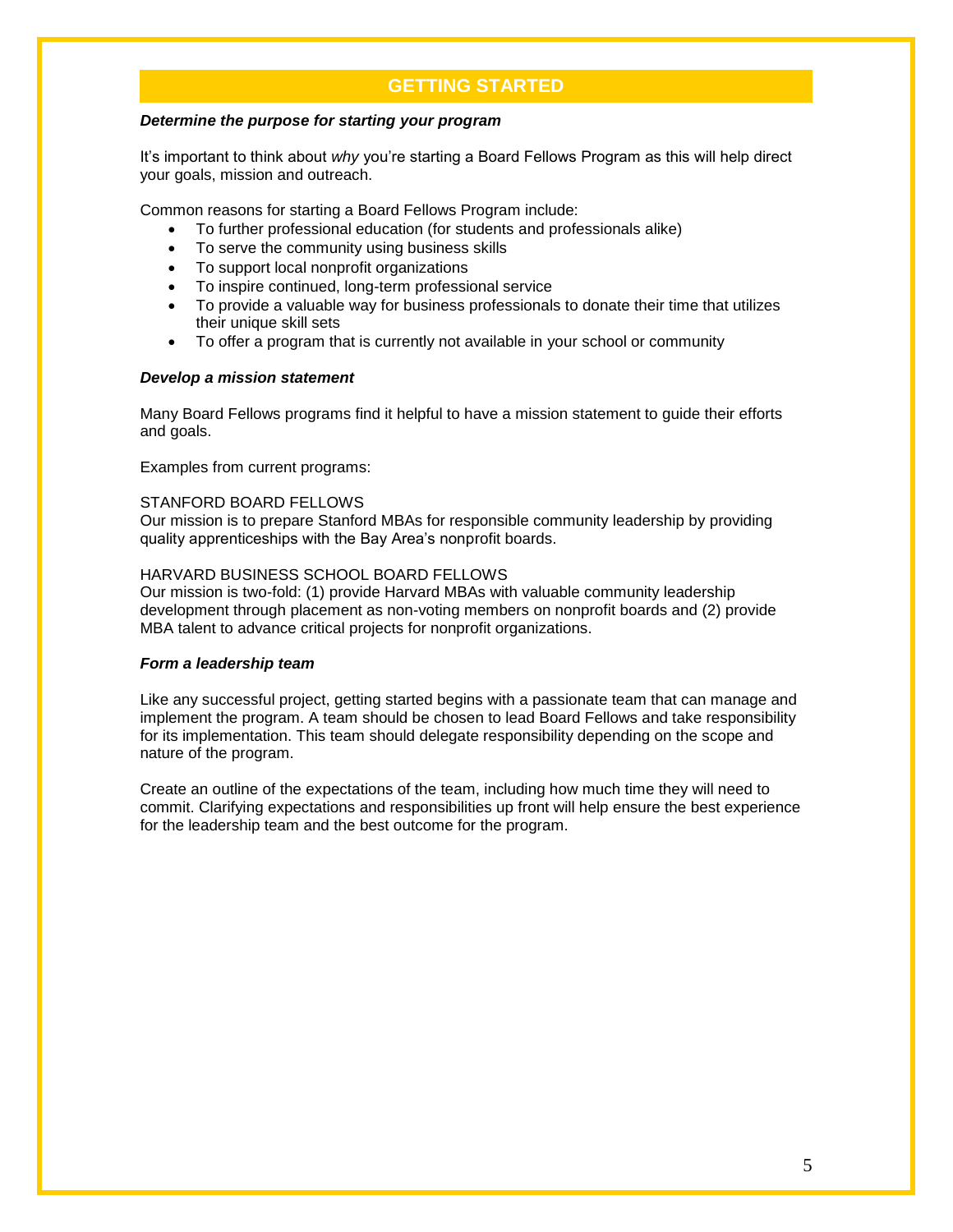## GETTING STARTED

***Determine the purpose for starting your program***

It's important to think about *why* you're starting a Board Fellows Program as this will help direct your goals, mission and outreach.

Common reasons for starting a Board Fellows Program include:

- To further professional education (for students and professionals alike)
- To serve the community using business skills
- To support local nonprofit organizations
- To inspire continued, long-term professional service
- To provide a valuable way for business professionals to donate their time that utilizes their unique skill sets
- To offer a program that is currently not available in your school or community

***Develop a mission statement***

Many Board Fellows programs find it helpful to have a mission statement to guide their efforts and goals.

Examples from current programs:

STANFORD BOARD FELLOWS
Our mission is to prepare Stanford MBAs for responsible community leadership by providing quality apprenticeships with the Bay Area's nonprofit boards.

HARVARD BUSINESS SCHOOL BOARD FELLOWS
Our mission is two-fold: (1) provide Harvard MBAs with valuable community leadership development through placement as non-voting members on nonprofit boards and (2) provide MBA talent to advance critical projects for nonprofit organizations.

***Form a leadership team***

Like any successful project, getting started begins with a passionate team that can manage and implement the program. A team should be chosen to lead Board Fellows and take responsibility for its implementation. This team should delegate responsibility depending on the scope and nature of the program.

Create an outline of the expectations of the team, including how much time they will need to commit. Clarifying expectations and responsibilities up front will help ensure the best experience for the leadership team and the best outcome for the program.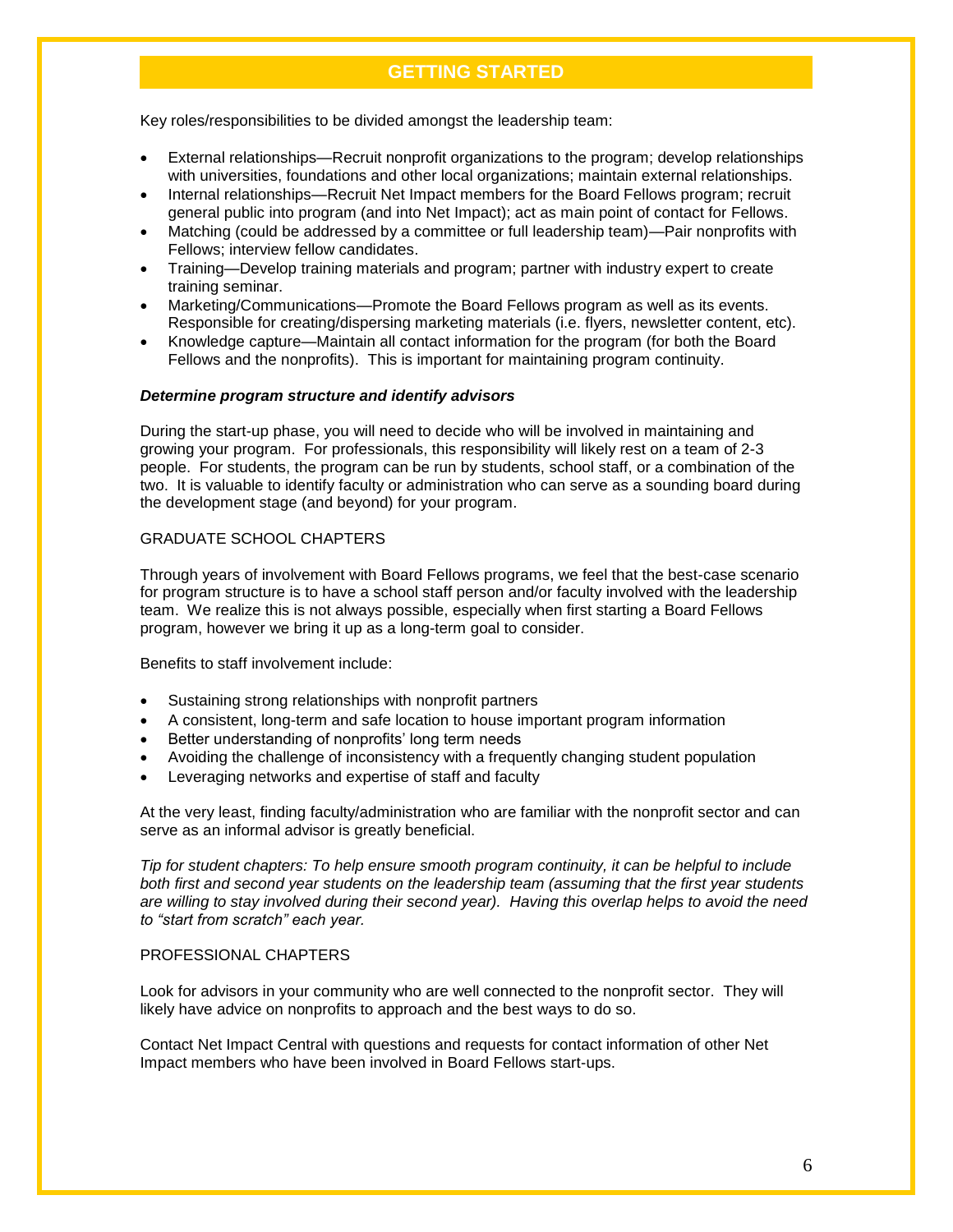## GETTING STARTED

Key roles/responsibilities to be divided amongst the leadership team:

- External relationships—Recruit nonprofit organizations to the program; develop relationships with universities, foundations and other local organizations; maintain external relationships.
- Internal relationships—Recruit Net Impact members for the Board Fellows program; recruit general public into program (and into Net Impact); act as main point of contact for Fellows.
- Matching (could be addressed by a committee or full leadership team)—Pair nonprofits with Fellows; interview fellow candidates.
- Training—Develop training materials and program; partner with industry expert to create training seminar.
- Marketing/Communications—Promote the Board Fellows program as well as its events. Responsible for creating/dispersing marketing materials (i.e. flyers, newsletter content, etc).
- Knowledge capture—Maintain all contact information for the program (for both the Board Fellows and the nonprofits). This is important for maintaining program continuity.

***Determine program structure and identify advisors***

During the start-up phase, you will need to decide who will be involved in maintaining and growing your program. For professionals, this responsibility will likely rest on a team of 2-3 people. For students, the program can be run by students, school staff, or a combination of the two. It is valuable to identify faculty or administration who can serve as a sounding board during the development stage (and beyond) for your program.

GRADUATE SCHOOL CHAPTERS

Through years of involvement with Board Fellows programs, we feel that the best-case scenario for program structure is to have a school staff person and/or faculty involved with the leadership team. We realize this is not always possible, especially when first starting a Board Fellows program, however we bring it up as a long-term goal to consider.

Benefits to staff involvement include:

- Sustaining strong relationships with nonprofit partners
- A consistent, long-term and safe location to house important program information
- Better understanding of nonprofits' long term needs
- Avoiding the challenge of inconsistency with a frequently changing student population
- Leveraging networks and expertise of staff and faculty

At the very least, finding faculty/administration who are familiar with the nonprofit sector and can serve as an informal advisor is greatly beneficial.

*Tip for student chapters: To help ensure smooth program continuity, it can be helpful to include both first and second year students on the leadership team (assuming that the first year students are willing to stay involved during their second year). Having this overlap helps to avoid the need to "start from scratch" each year.*

PROFESSIONAL CHAPTERS

Look for advisors in your community who are well connected to the nonprofit sector. They will likely have advice on nonprofits to approach and the best ways to do so.

Contact Net Impact Central with questions and requests for contact information of other Net Impact members who have been involved in Board Fellows start-ups.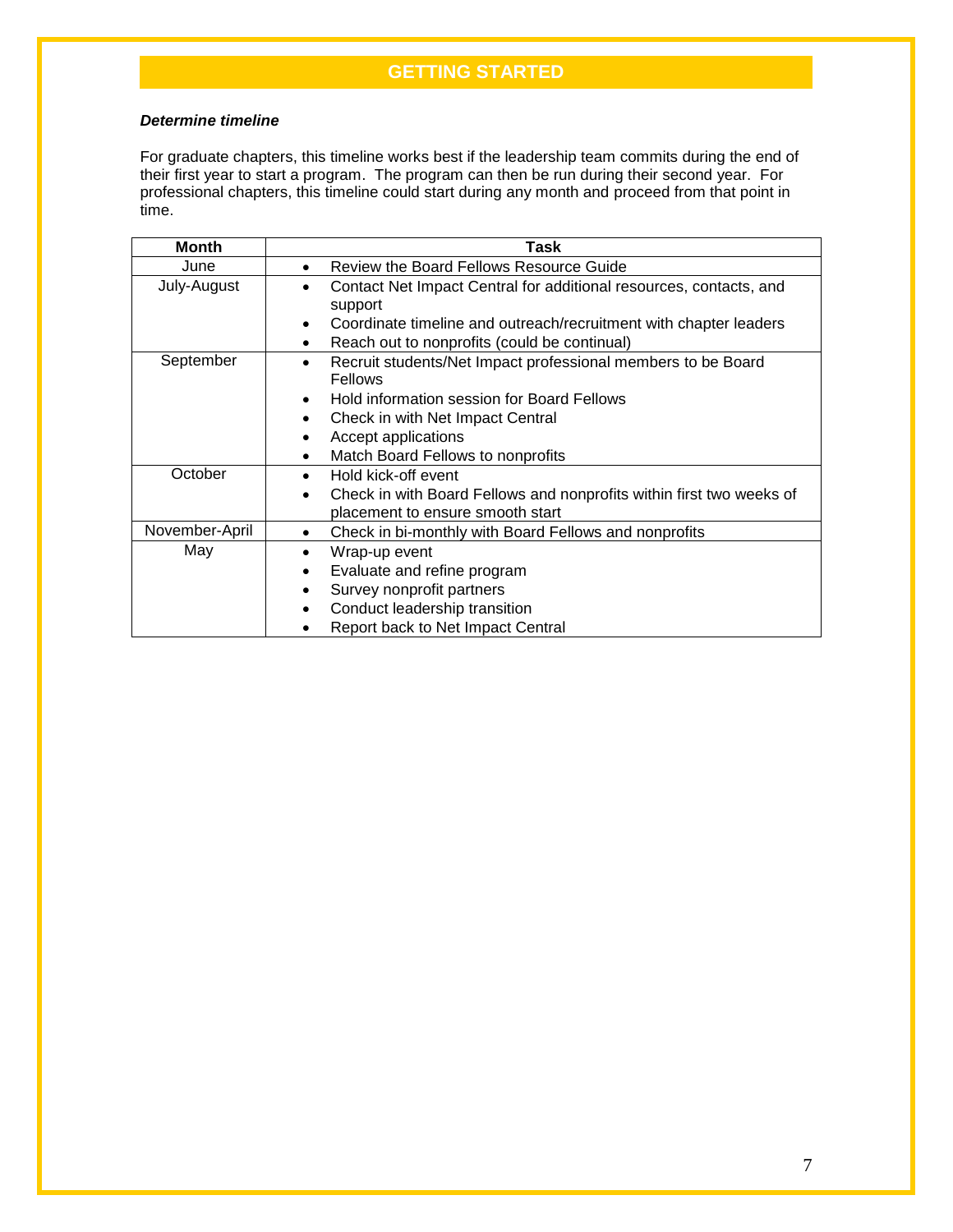## GETTING STARTED

***Determine timeline***

For graduate chapters, this timeline works best if the leadership team commits during the end of their first year to start a program. The program can then be run during their second year. For professional chapters, this timeline could start during any month and proceed from that point in time.

| Month | Task |
|---|---|
| June | • Review the Board Fellows Resource Guide |
| July-August | • Contact Net Impact Central for additional resources, contacts, and support<br>• Coordinate timeline and outreach/recruitment with chapter leaders<br>• Reach out to nonprofits (could be continual) |
| September | • Recruit students/Net Impact professional members to be Board Fellows<br>• Hold information session for Board Fellows<br>• Check in with Net Impact Central<br>• Accept applications<br>• Match Board Fellows to nonprofits |
| October | • Hold kick-off event<br>• Check in with Board Fellows and nonprofits within first two weeks of placement to ensure smooth start |
| November-April | • Check in bi-monthly with Board Fellows and nonprofits |
| May | • Wrap-up event<br>• Evaluate and refine program<br>• Survey nonprofit partners<br>• Conduct leadership transition<br>• Report back to Net Impact Central |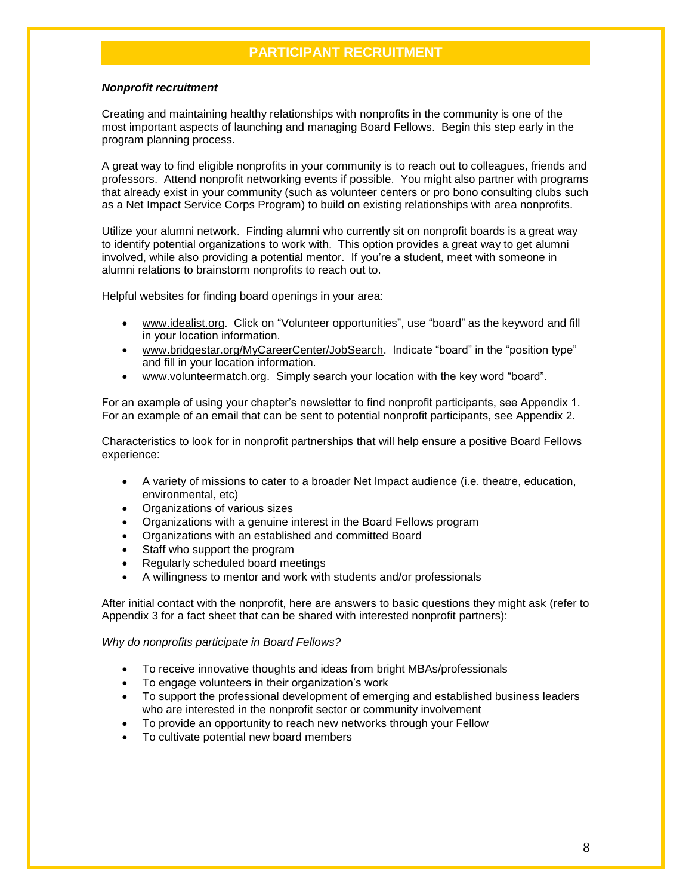## PARTICIPANT RECRUITMENT

***Nonprofit recruitment***

Creating and maintaining healthy relationships with nonprofits in the community is one of the most important aspects of launching and managing Board Fellows. Begin this step early in the program planning process.

A great way to find eligible nonprofits in your community is to reach out to colleagues, friends and professors. Attend nonprofit networking events if possible. You might also partner with programs that already exist in your community (such as volunteer centers or pro bono consulting clubs such as a Net Impact Service Corps Program) to build on existing relationships with area nonprofits.

Utilize your alumni network. Finding alumni who currently sit on nonprofit boards is a great way to identify potential organizations to work with. This option provides a great way to get alumni involved, while also providing a potential mentor. If you're a student, meet with someone in alumni relations to brainstorm nonprofits to reach out to.

Helpful websites for finding board openings in your area:

- www.idealist.org. Click on "Volunteer opportunities", use "board" as the keyword and fill in your location information.
- www.bridgestar.org/MyCareerCenter/JobSearch. Indicate "board" in the "position type" and fill in your location information.
- www.volunteermatch.org. Simply search your location with the key word "board".

For an example of using your chapter's newsletter to find nonprofit participants, see Appendix 1. For an example of an email that can be sent to potential nonprofit participants, see Appendix 2.

Characteristics to look for in nonprofit partnerships that will help ensure a positive Board Fellows experience:

- A variety of missions to cater to a broader Net Impact audience (i.e. theatre, education, environmental, etc)
- Organizations of various sizes
- Organizations with a genuine interest in the Board Fellows program
- Organizations with an established and committed Board
- Staff who support the program
- Regularly scheduled board meetings
- A willingness to mentor and work with students and/or professionals

After initial contact with the nonprofit, here are answers to basic questions they might ask (refer to Appendix 3 for a fact sheet that can be shared with interested nonprofit partners):

*Why do nonprofits participate in Board Fellows?*

- To receive innovative thoughts and ideas from bright MBAs/professionals
- To engage volunteers in their organization's work
- To support the professional development of emerging and established business leaders who are interested in the nonprofit sector or community involvement
- To provide an opportunity to reach new networks through your Fellow
- To cultivate potential new board members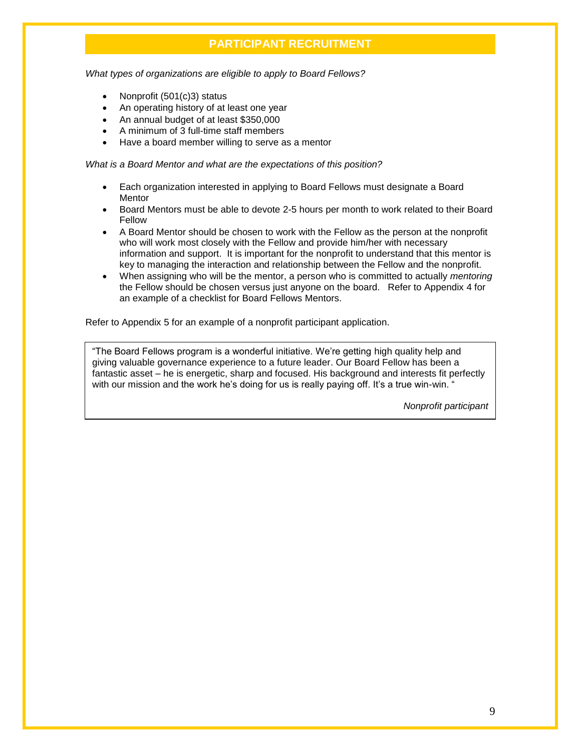## PARTICIPANT RECRUITMENT

*What types of organizations are eligible to apply to Board Fellows?*

- Nonprofit (501(c)3) status
- An operating history of at least one year
- An annual budget of at least $350,000
- A minimum of 3 full-time staff members
- Have a board member willing to serve as a mentor

*What is a Board Mentor and what are the expectations of this position?*

- Each organization interested in applying to Board Fellows must designate a Board Mentor
- Board Mentors must be able to devote 2-5 hours per month to work related to their Board Fellow
- A Board Mentor should be chosen to work with the Fellow as the person at the nonprofit who will work most closely with the Fellow and provide him/her with necessary information and support. It is important for the nonprofit to understand that this mentor is key to managing the interaction and relationship between the Fellow and the nonprofit.
- When assigning who will be the mentor, a person who is committed to actually *mentoring* the Fellow should be chosen versus just anyone on the board. Refer to Appendix 4 for an example of a checklist for Board Fellows Mentors.

Refer to Appendix 5 for an example of a nonprofit participant application.

> "The Board Fellows program is a wonderful initiative. We're getting high quality help and giving valuable governance experience to a future leader. Our Board Fellow has been a fantastic asset – he is energetic, sharp and focused. His background and interests fit perfectly with our mission and the work he's doing for us is really paying off. It's a true win-win. "
>
> *Nonprofit participant*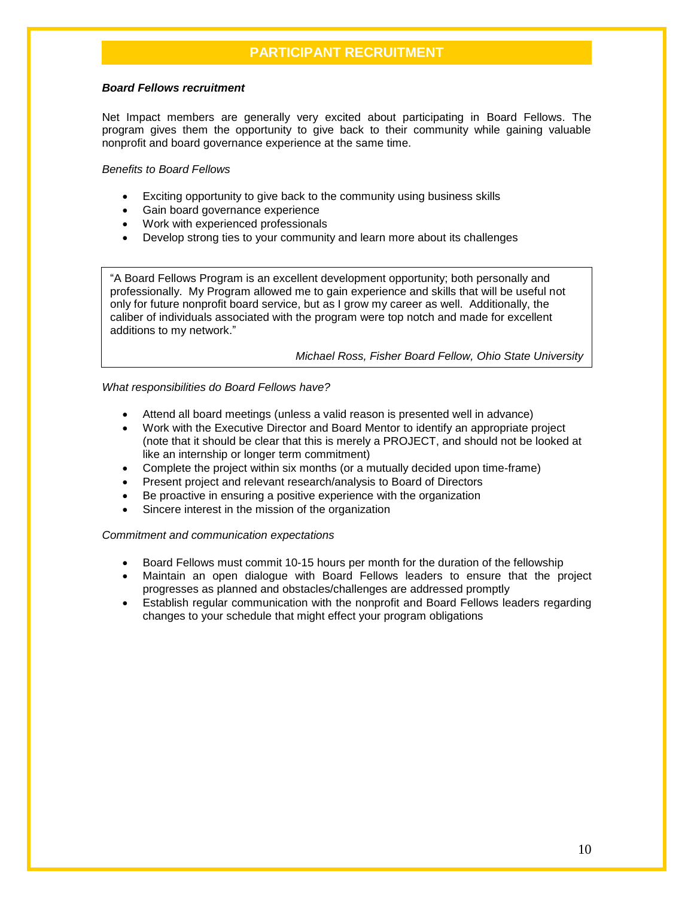## PARTICIPANT RECRUITMENT

***Board Fellows recruitment***

Net Impact members are generally very excited about participating in Board Fellows. The program gives them the opportunity to give back to their community while gaining valuable nonprofit and board governance experience at the same time.

*Benefits to Board Fellows*

- Exciting opportunity to give back to the community using business skills
- Gain board governance experience
- Work with experienced professionals
- Develop strong ties to your community and learn more about its challenges

> "A Board Fellows Program is an excellent development opportunity; both personally and professionally. My Program allowed me to gain experience and skills that will be useful not only for future nonprofit board service, but as I grow my career as well. Additionally, the caliber of individuals associated with the program were top notch and made for excellent additions to my network."
>
> *Michael Ross, Fisher Board Fellow, Ohio State University*

*What responsibilities do Board Fellows have?*

- Attend all board meetings (unless a valid reason is presented well in advance)
- Work with the Executive Director and Board Mentor to identify an appropriate project (note that it should be clear that this is merely a PROJECT, and should not be looked at like an internship or longer term commitment)
- Complete the project within six months (or a mutually decided upon time-frame)
- Present project and relevant research/analysis to Board of Directors
- Be proactive in ensuring a positive experience with the organization
- Sincere interest in the mission of the organization

*Commitment and communication expectations*

- Board Fellows must commit 10-15 hours per month for the duration of the fellowship
- Maintain an open dialogue with Board Fellows leaders to ensure that the project progresses as planned and obstacles/challenges are addressed promptly
- Establish regular communication with the nonprofit and Board Fellows leaders regarding changes to your schedule that might effect your program obligations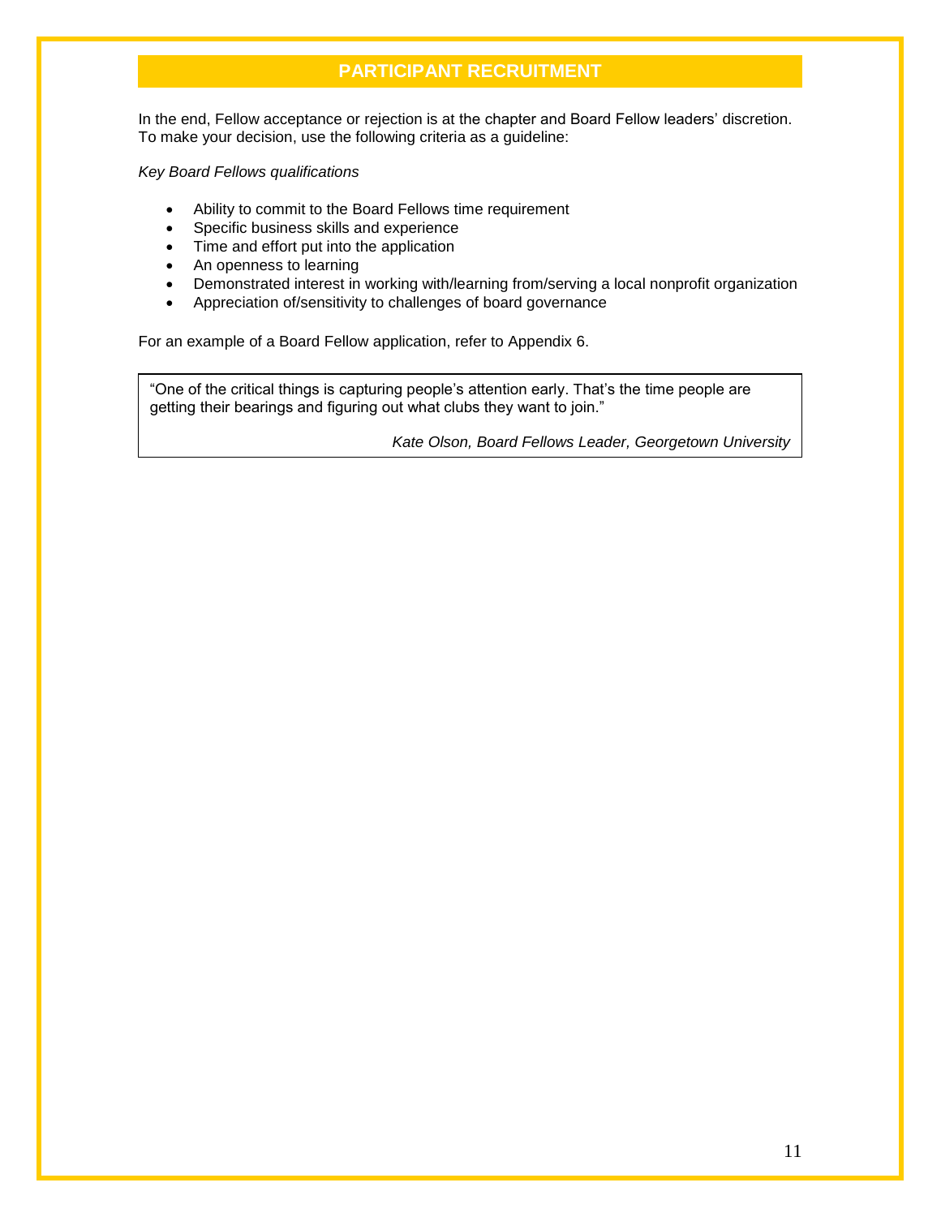## PARTICIPANT RECRUITMENT

In the end, Fellow acceptance or rejection is at the chapter and Board Fellow leaders' discretion. To make your decision, use the following criteria as a guideline:

*Key Board Fellows qualifications*

- Ability to commit to the Board Fellows time requirement
- Specific business skills and experience
- Time and effort put into the application
- An openness to learning
- Demonstrated interest in working with/learning from/serving a local nonprofit organization
- Appreciation of/sensitivity to challenges of board governance

For an example of a Board Fellow application, refer to Appendix 6.

> "One of the critical things is capturing people's attention early. That's the time people are getting their bearings and figuring out what clubs they want to join."
>
> *Kate Olson, Board Fellows Leader, Georgetown University*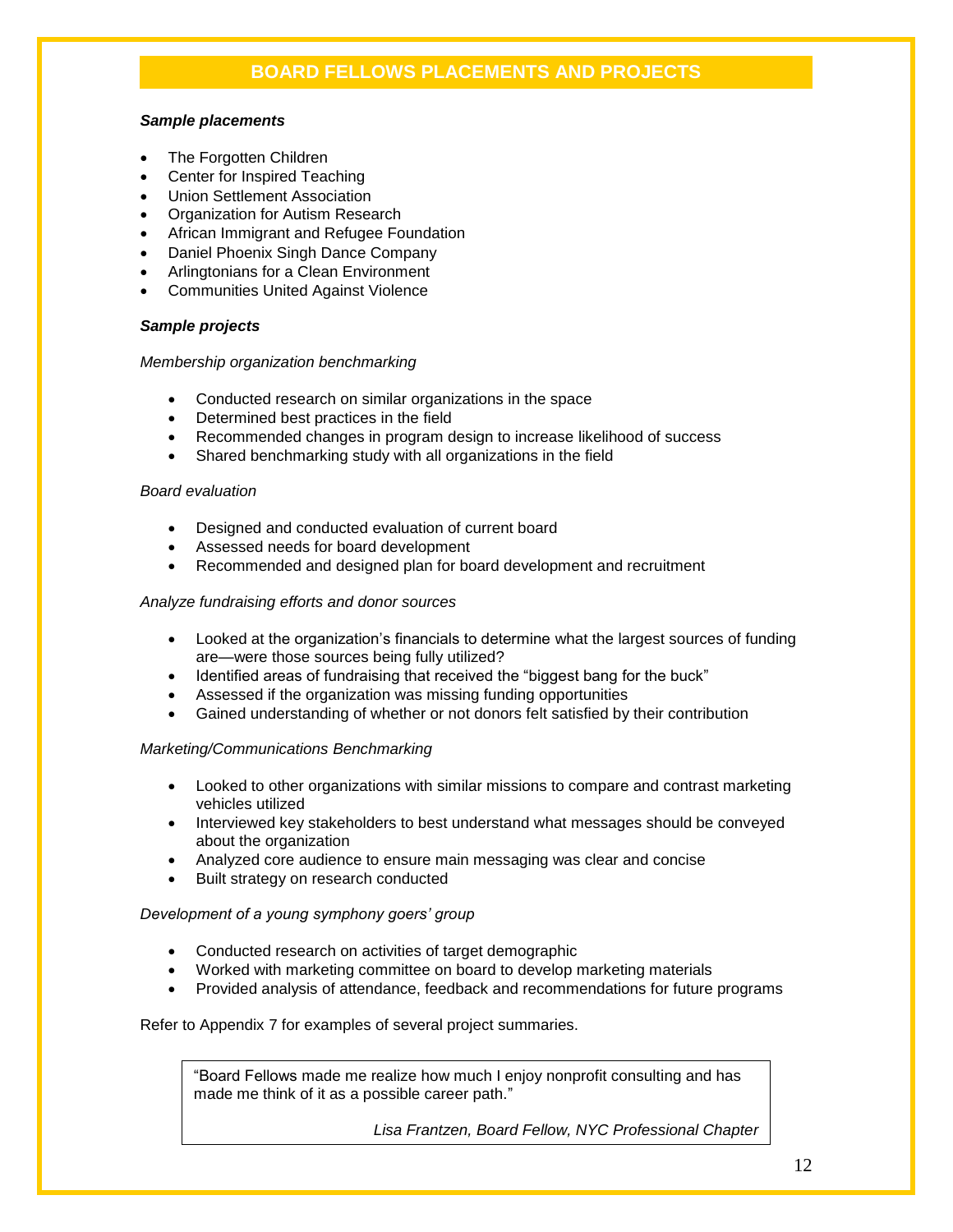## BOARD FELLOWS PLACEMENTS AND PROJECTS

***Sample placements***

- The Forgotten Children
- Center for Inspired Teaching
- Union Settlement Association
- Organization for Autism Research
- African Immigrant and Refugee Foundation
- Daniel Phoenix Singh Dance Company
- Arlingtonians for a Clean Environment
- Communities United Against Violence

***Sample projects***

*Membership organization benchmarking*

- Conducted research on similar organizations in the space
- Determined best practices in the field
- Recommended changes in program design to increase likelihood of success
- Shared benchmarking study with all organizations in the field

*Board evaluation*

- Designed and conducted evaluation of current board
- Assessed needs for board development
- Recommended and designed plan for board development and recruitment

*Analyze fundraising efforts and donor sources*

- Looked at the organization's financials to determine what the largest sources of funding are—were those sources being fully utilized?
- Identified areas of fundraising that received the "biggest bang for the buck"
- Assessed if the organization was missing funding opportunities
- Gained understanding of whether or not donors felt satisfied by their contribution

*Marketing/Communications Benchmarking*

- Looked to other organizations with similar missions to compare and contrast marketing vehicles utilized
- Interviewed key stakeholders to best understand what messages should be conveyed about the organization
- Analyzed core audience to ensure main messaging was clear and concise
- Built strategy on research conducted

*Development of a young symphony goers' group*

- Conducted research on activities of target demographic
- Worked with marketing committee on board to develop marketing materials
- Provided analysis of attendance, feedback and recommendations for future programs

Refer to Appendix 7 for examples of several project summaries.

> "Board Fellows made me realize how much I enjoy nonprofit consulting and has made me think of it as a possible career path."
>
> *Lisa Frantzen, Board Fellow, NYC Professional Chapter*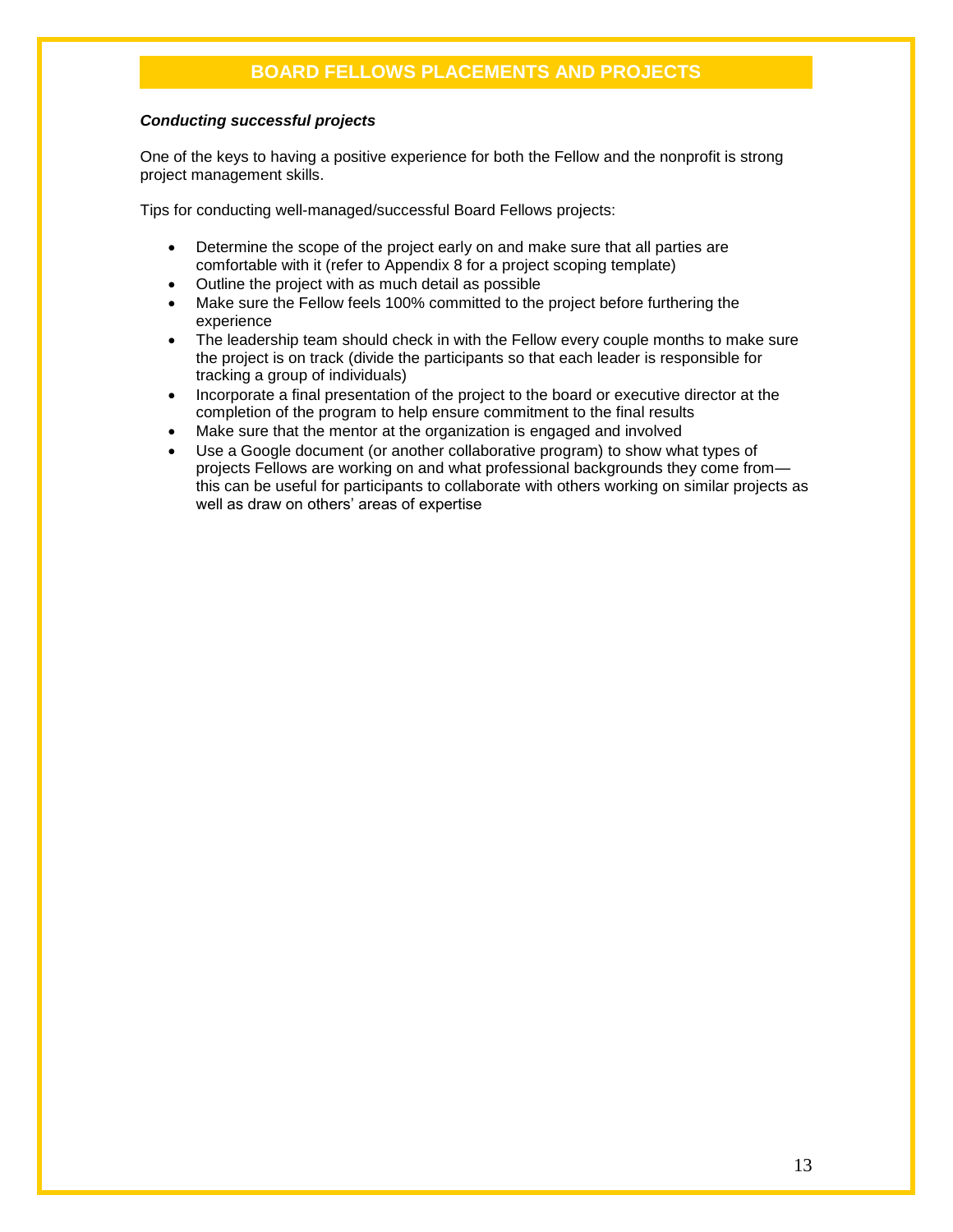## BOARD FELLOWS PLACEMENTS AND PROJECTS

***Conducting successful projects***

One of the keys to having a positive experience for both the Fellow and the nonprofit is strong project management skills.

Tips for conducting well-managed/successful Board Fellows projects:

- Determine the scope of the project early on and make sure that all parties are comfortable with it (refer to Appendix 8 for a project scoping template)
- Outline the project with as much detail as possible
- Make sure the Fellow feels 100% committed to the project before furthering the experience
- The leadership team should check in with the Fellow every couple months to make sure the project is on track (divide the participants so that each leader is responsible for tracking a group of individuals)
- Incorporate a final presentation of the project to the board or executive director at the completion of the program to help ensure commitment to the final results
- Make sure that the mentor at the organization is engaged and involved
- Use a Google document (or another collaborative program) to show what types of projects Fellows are working on and what professional backgrounds they come from—this can be useful for participants to collaborate with others working on similar projects as well as draw on others' areas of expertise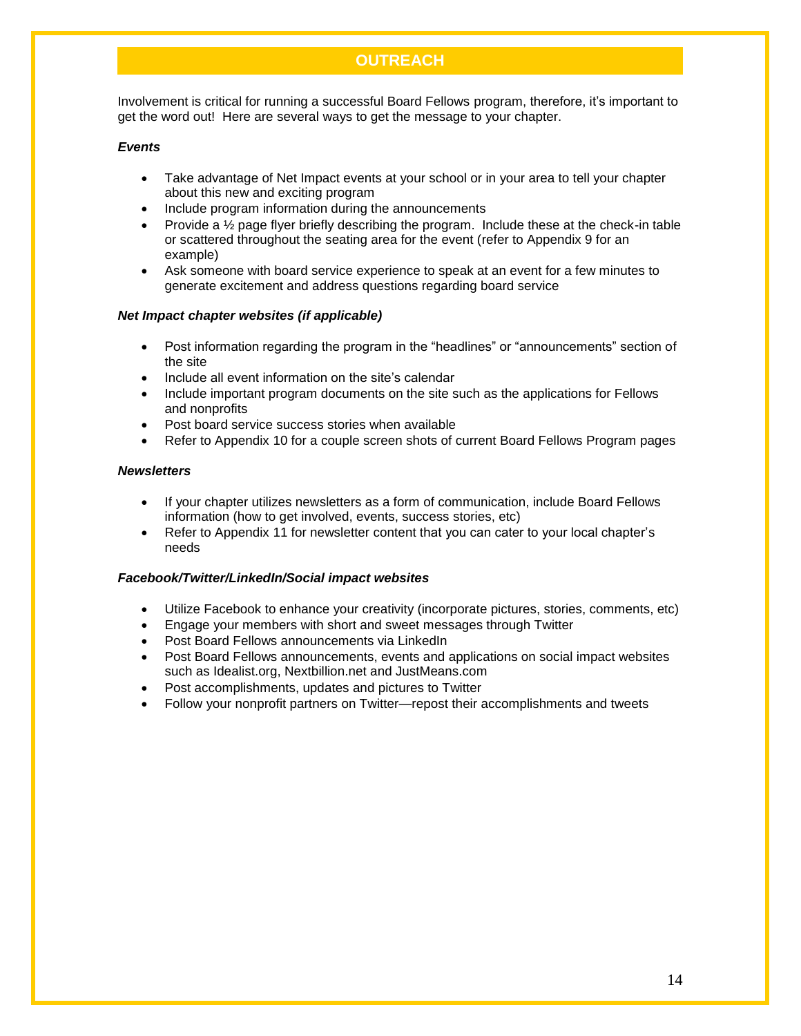## OUTREACH

Involvement is critical for running a successful Board Fellows program, therefore, it's important to get the word out! Here are several ways to get the message to your chapter.

***Events***

- Take advantage of Net Impact events at your school or in your area to tell your chapter about this new and exciting program
- Include program information during the announcements
- Provide a ½ page flyer briefly describing the program. Include these at the check-in table or scattered throughout the seating area for the event (refer to Appendix 9 for an example)
- Ask someone with board service experience to speak at an event for a few minutes to generate excitement and address questions regarding board service

***Net Impact chapter websites (if applicable)***

- Post information regarding the program in the "headlines" or "announcements" section of the site
- Include all event information on the site's calendar
- Include important program documents on the site such as the applications for Fellows and nonprofits
- Post board service success stories when available
- Refer to Appendix 10 for a couple screen shots of current Board Fellows Program pages

***Newsletters***

- If your chapter utilizes newsletters as a form of communication, include Board Fellows information (how to get involved, events, success stories, etc)
- Refer to Appendix 11 for newsletter content that you can cater to your local chapter's needs

***Facebook/Twitter/LinkedIn/Social impact websites***

- Utilize Facebook to enhance your creativity (incorporate pictures, stories, comments, etc)
- Engage your members with short and sweet messages through Twitter
- Post Board Fellows announcements via LinkedIn
- Post Board Fellows announcements, events and applications on social impact websites such as Idealist.org, Nextbillion.net and JustMeans.com
- Post accomplishments, updates and pictures to Twitter
- Follow your nonprofit partners on Twitter—repost their accomplishments and tweets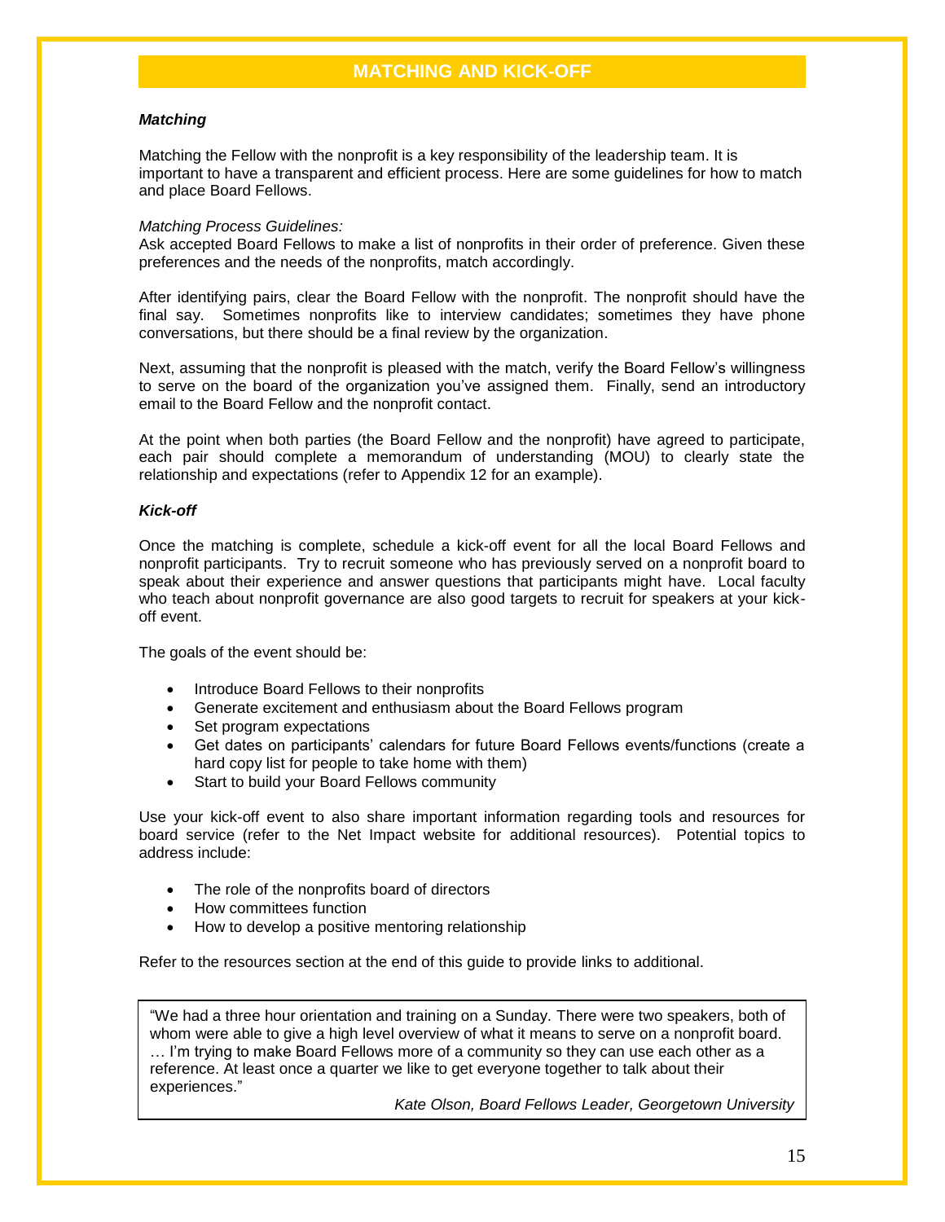## MATCHING AND KICK-OFF

### ***Matching***

Matching the Fellow with the nonprofit is a key responsibility of the leadership team. It is important to have a transparent and efficient process. Here are some guidelines for how to match and place Board Fellows.

*Matching Process Guidelines:*
Ask accepted Board Fellows to make a list of nonprofits in their order of preference. Given these preferences and the needs of the nonprofits, match accordingly.

After identifying pairs, clear the Board Fellow with the nonprofit. The nonprofit should have the final say. Sometimes nonprofits like to interview candidates; sometimes they have phone conversations, but there should be a final review by the organization.

Next, assuming that the nonprofit is pleased with the match, verify the Board Fellow's willingness to serve on the board of the organization you've assigned them. Finally, send an introductory email to the Board Fellow and the nonprofit contact.

At the point when both parties (the Board Fellow and the nonprofit) have agreed to participate, each pair should complete a memorandum of understanding (MOU) to clearly state the relationship and expectations (refer to Appendix 12 for an example).

### ***Kick-off***

Once the matching is complete, schedule a kick-off event for all the local Board Fellows and nonprofit participants. Try to recruit someone who has previously served on a nonprofit board to speak about their experience and answer questions that participants might have. Local faculty who teach about nonprofit governance are also good targets to recruit for speakers at your kick-off event.

The goals of the event should be:

- Introduce Board Fellows to their nonprofits
- Generate excitement and enthusiasm about the Board Fellows program
- Set program expectations
- Get dates on participants' calendars for future Board Fellows events/functions (create a hard copy list for people to take home with them)
- Start to build your Board Fellows community

Use your kick-off event to also share important information regarding tools and resources for board service (refer to the Net Impact website for additional resources). Potential topics to address include:

- The role of the nonprofits board of directors
- How committees function
- How to develop a positive mentoring relationship

Refer to the resources section at the end of this guide to provide links to additional.

> "We had a three hour orientation and training on a Sunday. There were two speakers, both of whom were able to give a high level overview of what it means to serve on a nonprofit board. … I'm trying to make Board Fellows more of a community so they can use each other as a reference. At least once a quarter we like to get everyone together to talk about their experiences."
>
> *Kate Olson, Board Fellows Leader, Georgetown University*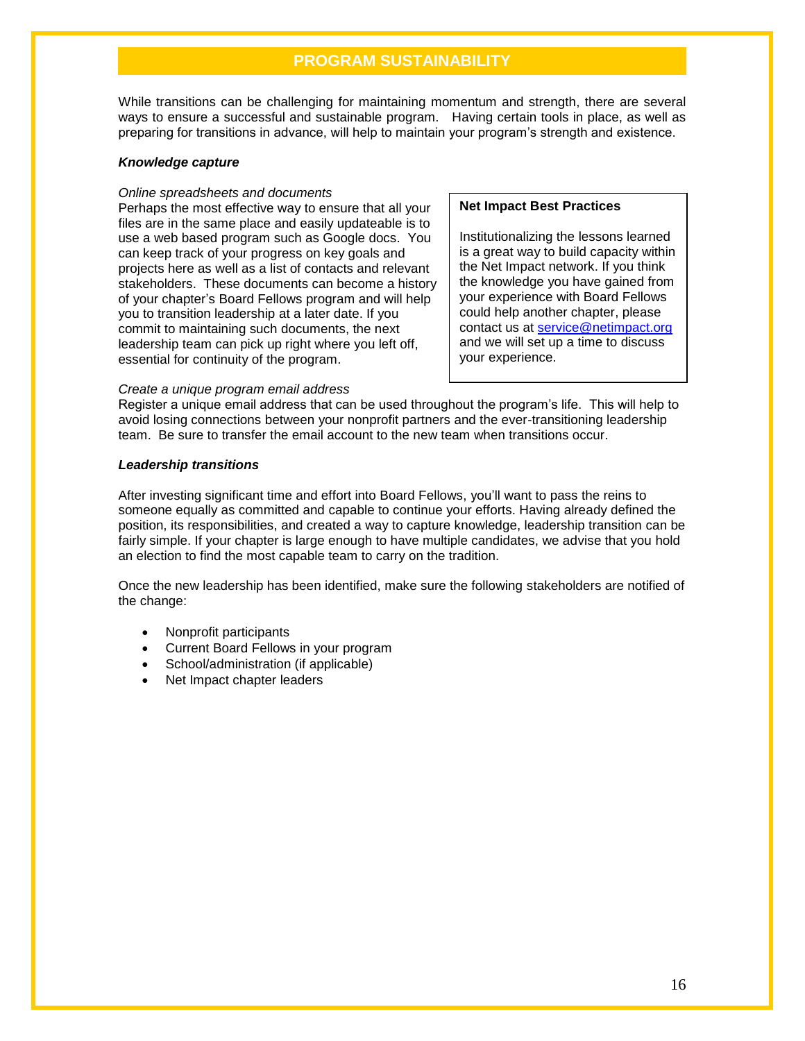## PROGRAM SUSTAINABILITY

While transitions can be challenging for maintaining momentum and strength, there are several ways to ensure a successful and sustainable program. Having certain tools in place, as well as preparing for transitions in advance, will help to maintain your program's strength and existence.

***Knowledge capture***

*Online spreadsheets and documents*

Perhaps the most effective way to ensure that all your files are in the same place and easily updateable is to use a web based program such as Google docs. You can keep track of your progress on key goals and projects here as well as a list of contacts and relevant stakeholders. These documents can become a history of your chapter's Board Fellows program and will help you to transition leadership at a later date. If you commit to maintaining such documents, the next leadership team can pick up right where you left off, essential for continuity of the program.

> **Net Impact Best Practices**
>
> Institutionalizing the lessons learned is a great way to build capacity within the Net Impact network. If you think the knowledge you have gained from your experience with Board Fellows could help another chapter, please contact us at service@netimpact.org and we will set up a time to discuss your experience.

*Create a unique program email address*

Register a unique email address that can be used throughout the program's life. This will help to avoid losing connections between your nonprofit partners and the ever-transitioning leadership team. Be sure to transfer the email account to the new team when transitions occur.

***Leadership transitions***

After investing significant time and effort into Board Fellows, you'll want to pass the reins to someone equally as committed and capable to continue your efforts. Having already defined the position, its responsibilities, and created a way to capture knowledge, leadership transition can be fairly simple. If your chapter is large enough to have multiple candidates, we advise that you hold an election to find the most capable team to carry on the tradition.

Once the new leadership has been identified, make sure the following stakeholders are notified of the change:

- Nonprofit participants
- Current Board Fellows in your program
- School/administration (if applicable)
- Net Impact chapter leaders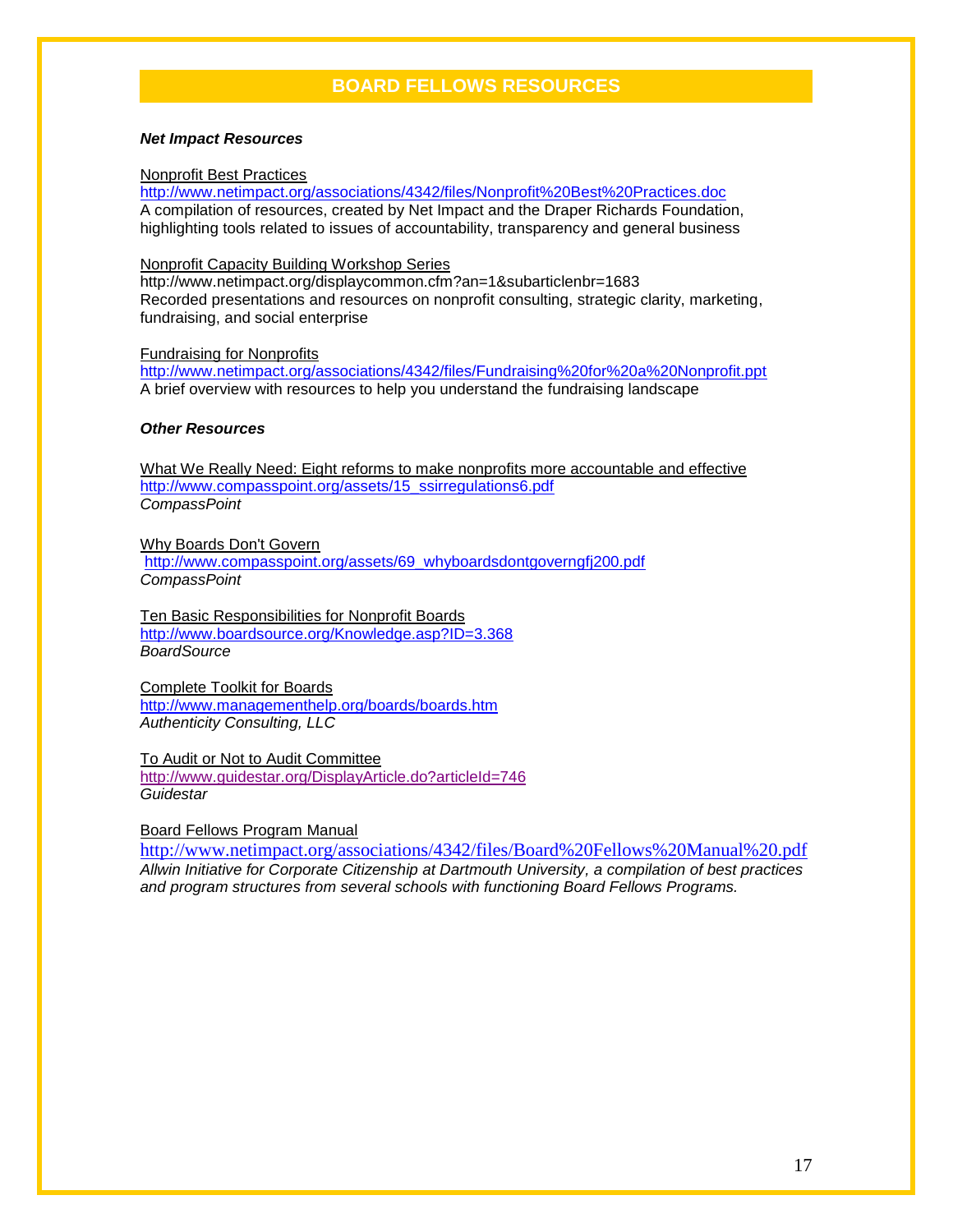## BOARD FELLOWS RESOURCES

***Net Impact Resources***

Nonprofit Best Practices
http://www.netimpact.org/associations/4342/files/Nonprofit%20Best%20Practices.doc
A compilation of resources, created by Net Impact and the Draper Richards Foundation, highlighting tools related to issues of accountability, transparency and general business

Nonprofit Capacity Building Workshop Series
http://www.netimpact.org/displaycommon.cfm?an=1&subarticlenbr=1683
Recorded presentations and resources on nonprofit consulting, strategic clarity, marketing, fundraising, and social enterprise

Fundraising for Nonprofits
http://www.netimpact.org/associations/4342/files/Fundraising%20for%20a%20Nonprofit.ppt
A brief overview with resources to help you understand the fundraising landscape

***Other Resources***

What We Really Need: Eight reforms to make nonprofits more accountable and effective
http://www.compasspoint.org/assets/15_ssirregulations6.pdf
*CompassPoint*

Why Boards Don't Govern
http://www.compasspoint.org/assets/69_whyboardsdontgoverngfj200.pdf
*CompassPoint*

Ten Basic Responsibilities for Nonprofit Boards
http://www.boardsource.org/Knowledge.asp?ID=3.368
*BoardSource*

Complete Toolkit for Boards
http://www.managementhelp.org/boards/boards.htm
*Authenticity Consulting, LLC*

To Audit or Not to Audit Committee
http://www.guidestar.org/DisplayArticle.do?articleId=746
*Guidestar*

Board Fellows Program Manual
http://www.netimpact.org/associations/4342/files/Board%20Fellows%20Manual%20.pdf
*Allwin Initiative for Corporate Citizenship at Dartmouth University, a compilation of best practices and program structures from several schools with functioning Board Fellows Programs.*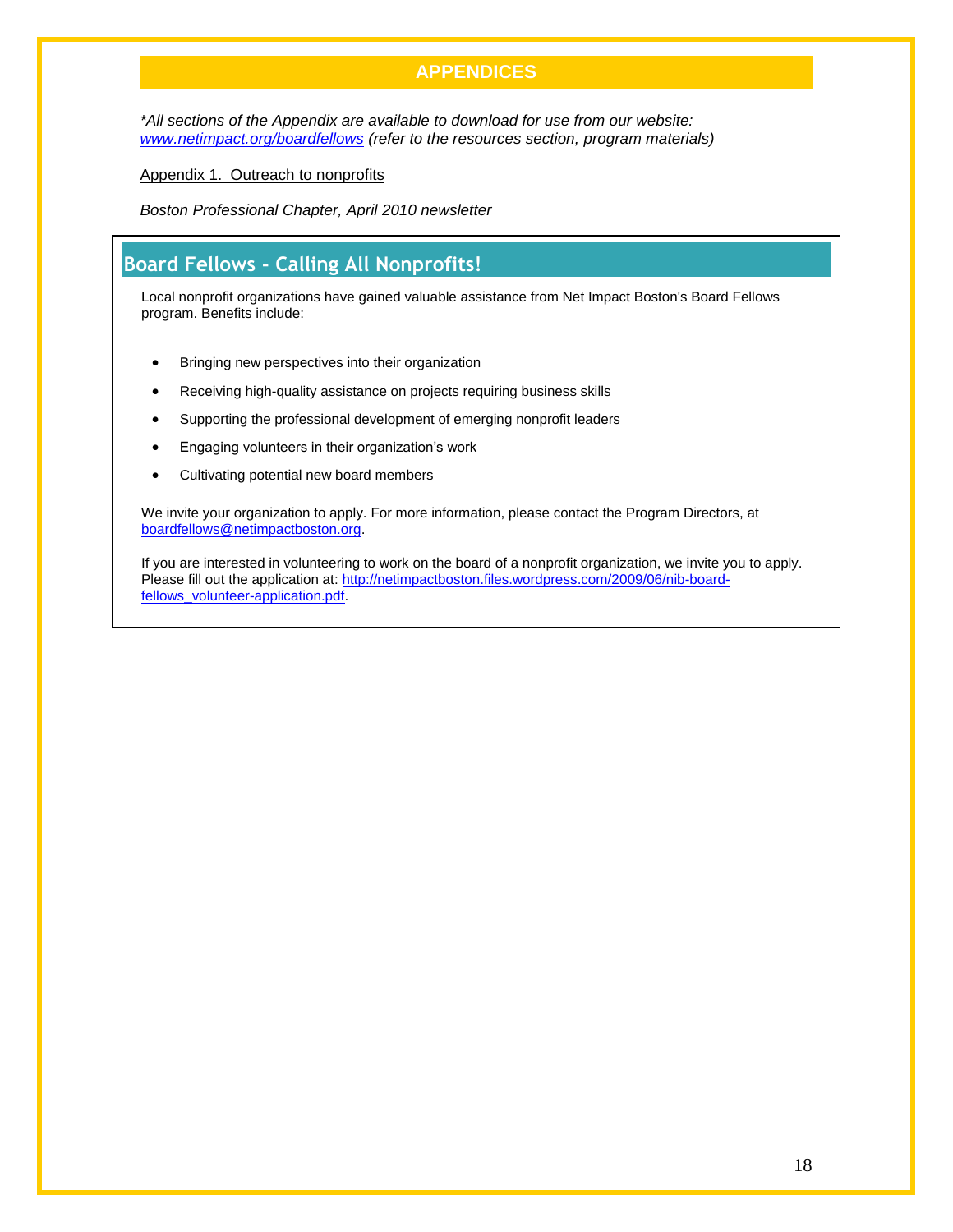# APPENDICES

*\*All sections of the Appendix are available to download for use from our website: [www.netimpact.org/boardfellows](www.netimpact.org/boardfellows) (refer to the resources section, program materials)*

Appendix 1. Outreach to nonprofits

*Boston Professional Chapter, April 2010 newsletter*

## Board Fellows - Calling All Nonprofits!

Local nonprofit organizations have gained valuable assistance from Net Impact Boston's Board Fellows program. Benefits include:

- Bringing new perspectives into their organization
- Receiving high-quality assistance on projects requiring business skills
- Supporting the professional development of emerging nonprofit leaders
- Engaging volunteers in their organization's work
- Cultivating potential new board members

We invite your organization to apply. For more information, please contact the Program Directors, at boardfellows@netimpactboston.org.

If you are interested in volunteering to work on the board of a nonprofit organization, we invite you to apply. Please fill out the application at: http://netimpactboston.files.wordpress.com/2009/06/nib-board-fellows_volunteer-application.pdf.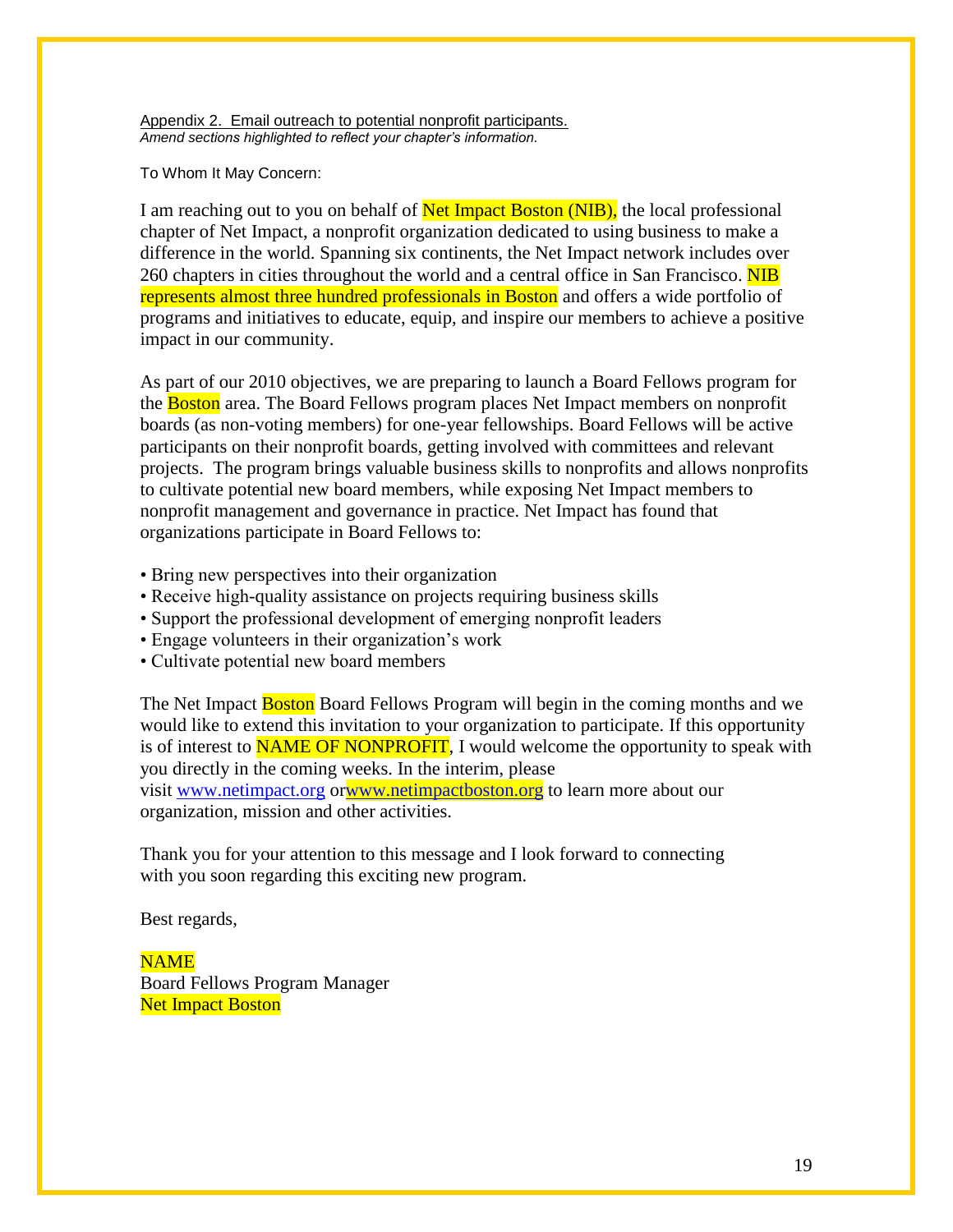Appendix 2. Email outreach to potential nonprofit participants.

*Amend sections highlighted to reflect your chapter's information.*

To Whom It May Concern:

I am reaching out to you on behalf of Net Impact Boston (NIB), the local professional chapter of Net Impact, a nonprofit organization dedicated to using business to make a difference in the world. Spanning six continents, the Net Impact network includes over 260 chapters in cities throughout the world and a central office in San Francisco. NIB represents almost three hundred professionals in Boston and offers a wide portfolio of programs and initiatives to educate, equip, and inspire our members to achieve a positive impact in our community.

As part of our 2010 objectives, we are preparing to launch a Board Fellows program for the Boston area. The Board Fellows program places Net Impact members on nonprofit boards (as non-voting members) for one-year fellowships. Board Fellows will be active participants on their nonprofit boards, getting involved with committees and relevant projects. The program brings valuable business skills to nonprofits and allows nonprofits to cultivate potential new board members, while exposing Net Impact members to nonprofit management and governance in practice. Net Impact has found that organizations participate in Board Fellows to:

- Bring new perspectives into their organization
- Receive high-quality assistance on projects requiring business skills
- Support the professional development of emerging nonprofit leaders
- Engage volunteers in their organization's work
- Cultivate potential new board members

The Net Impact Boston Board Fellows Program will begin in the coming months and we would like to extend this invitation to your organization to participate. If this opportunity is of interest to NAME OF NONPROFIT, I would welcome the opportunity to speak with you directly in the coming weeks. In the interim, please visit www.netimpact.org orwww.netimpactboston.org to learn more about our organization, mission and other activities.

Thank you for your attention to this message and I look forward to connecting with you soon regarding this exciting new program.

Best regards,

NAME
Board Fellows Program Manager
Net Impact Boston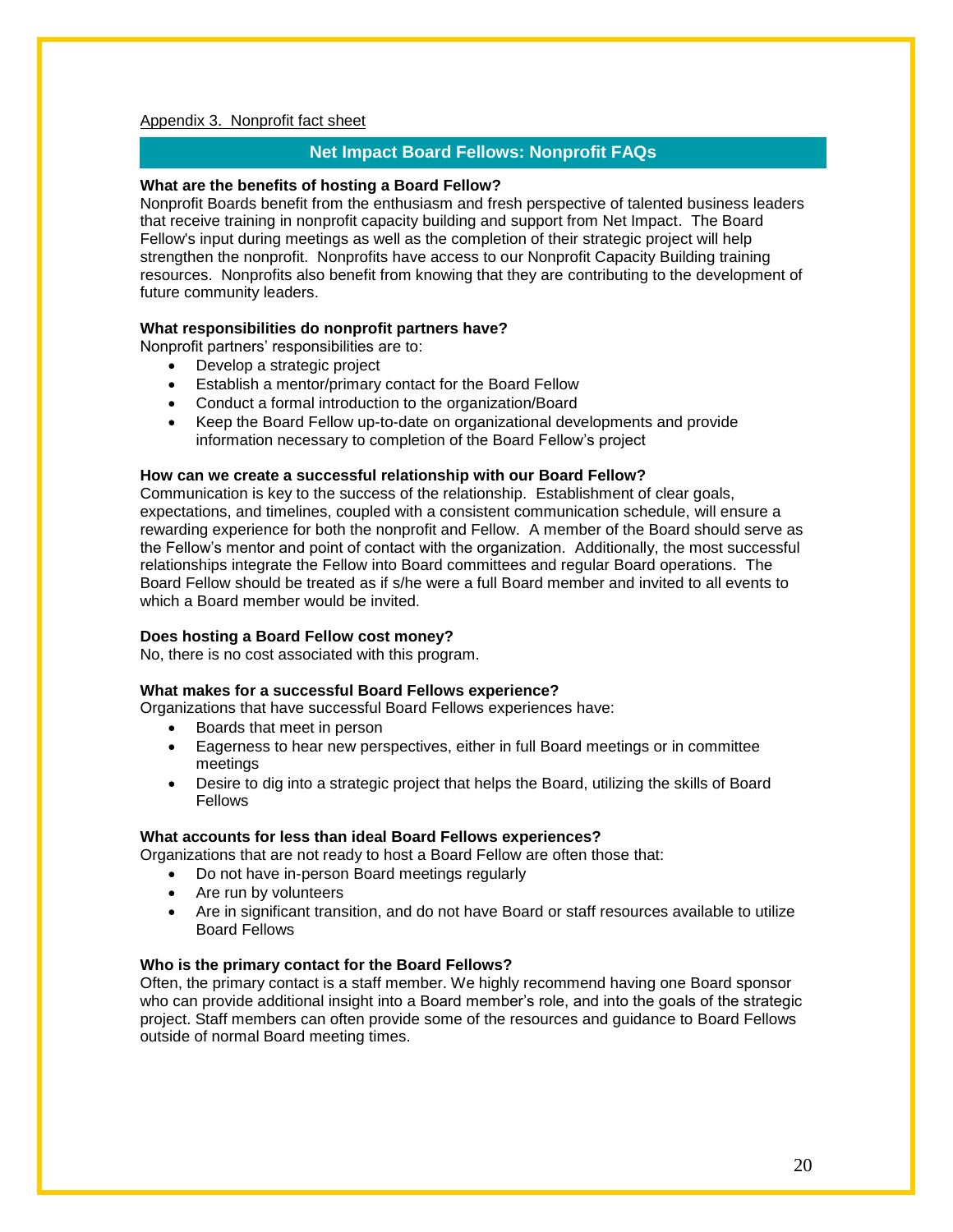Appendix 3. Nonprofit fact sheet

## Net Impact Board Fellows: Nonprofit FAQs

**What are the benefits of hosting a Board Fellow?**
Nonprofit Boards benefit from the enthusiasm and fresh perspective of talented business leaders that receive training in nonprofit capacity building and support from Net Impact. The Board Fellow's input during meetings as well as the completion of their strategic project will help strengthen the nonprofit. Nonprofits have access to our Nonprofit Capacity Building training resources. Nonprofits also benefit from knowing that they are contributing to the development of future community leaders.

**What responsibilities do nonprofit partners have?**
Nonprofit partners' responsibilities are to:

- Develop a strategic project
- Establish a mentor/primary contact for the Board Fellow
- Conduct a formal introduction to the organization/Board
- Keep the Board Fellow up-to-date on organizational developments and provide information necessary to completion of the Board Fellow's project

**How can we create a successful relationship with our Board Fellow?**
Communication is key to the success of the relationship. Establishment of clear goals, expectations, and timelines, coupled with a consistent communication schedule, will ensure a rewarding experience for both the nonprofit and Fellow. A member of the Board should serve as the Fellow's mentor and point of contact with the organization. Additionally, the most successful relationships integrate the Fellow into Board committees and regular Board operations. The Board Fellow should be treated as if s/he were a full Board member and invited to all events to which a Board member would be invited.

**Does hosting a Board Fellow cost money?**
No, there is no cost associated with this program.

**What makes for a successful Board Fellows experience?**
Organizations that have successful Board Fellows experiences have:

- Boards that meet in person
- Eagerness to hear new perspectives, either in full Board meetings or in committee meetings
- Desire to dig into a strategic project that helps the Board, utilizing the skills of Board Fellows

**What accounts for less than ideal Board Fellows experiences?**
Organizations that are not ready to host a Board Fellow are often those that:

- Do not have in-person Board meetings regularly
- Are run by volunteers
- Are in significant transition, and do not have Board or staff resources available to utilize Board Fellows

**Who is the primary contact for the Board Fellows?**
Often, the primary contact is a staff member. We highly recommend having one Board sponsor who can provide additional insight into a Board member's role, and into the goals of the strategic project. Staff members can often provide some of the resources and guidance to Board Fellows outside of normal Board meeting times.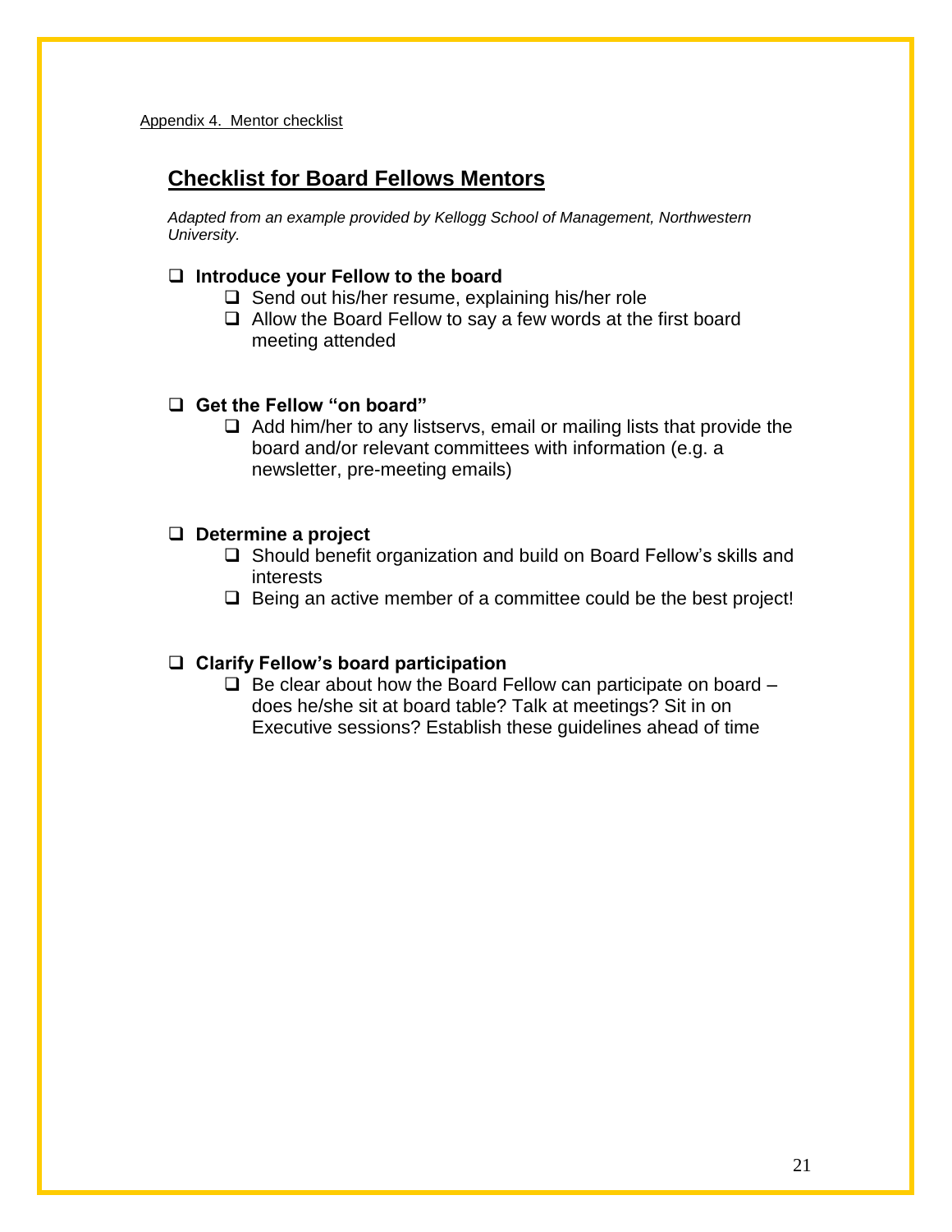Appendix 4. Mentor checklist

## Checklist for Board Fellows Mentors

*Adapted from an example provided by Kellogg School of Management, Northwestern University.*

- ☐ **Introduce your Fellow to the board**
  - ☐ Send out his/her resume, explaining his/her role
  - ☐ Allow the Board Fellow to say a few words at the first board meeting attended

- ☐ **Get the Fellow "on board"**
  - ☐ Add him/her to any listservs, email or mailing lists that provide the board and/or relevant committees with information (e.g. a newsletter, pre-meeting emails)

- ☐ **Determine a project**
  - ☐ Should benefit organization and build on Board Fellow's skills and interests
  - ☐ Being an active member of a committee could be the best project!

- ☐ **Clarify Fellow's board participation**
  - ☐ Be clear about how the Board Fellow can participate on board – does he/she sit at board table? Talk at meetings? Sit in on Executive sessions? Establish these guidelines ahead of time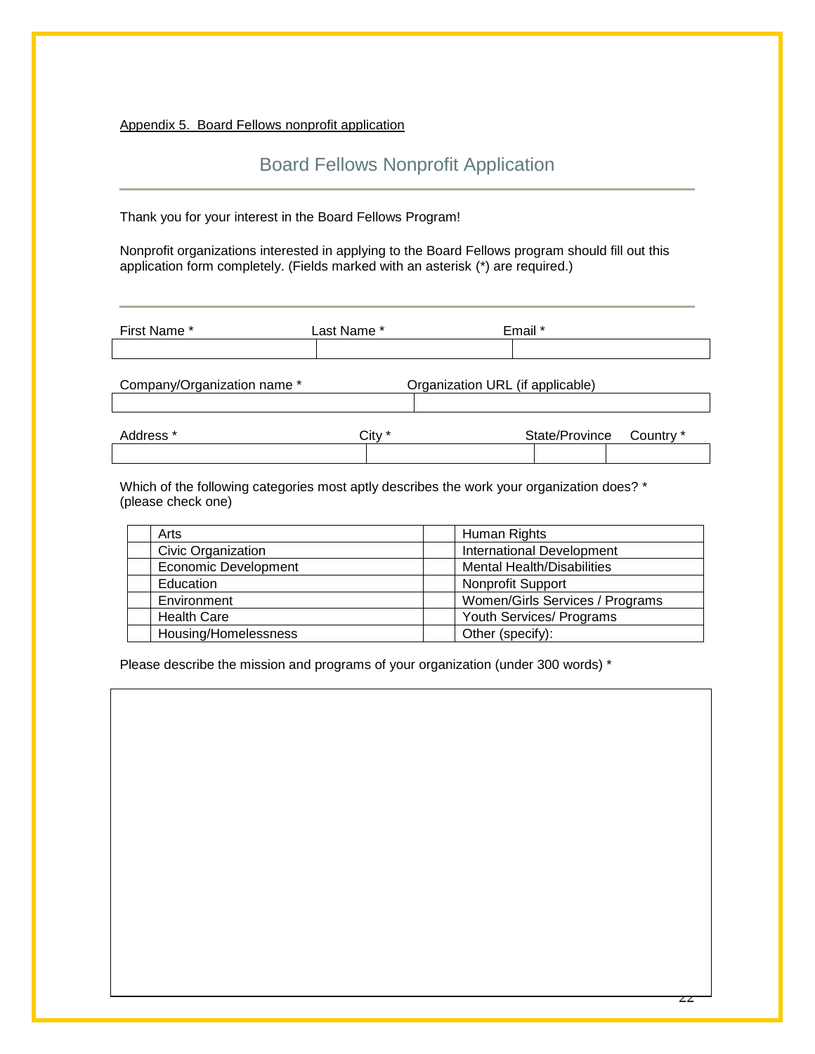Appendix 5. Board Fellows nonprofit application

## Board Fellows Nonprofit Application

---

Thank you for your interest in the Board Fellows Program!

Nonprofit organizations interested in applying to the Board Fellows program should fill out this application form completely. (Fields marked with an asterisk (*) are required.)

---

| First Name * | Last Name * | Email * |
|---|---|---|
| | | |

| Company/Organization name * | Organization URL (if applicable) |
|---|---|
| | |

| Address * | City * | State/Province | Country * |
|---|---|---|---|
| | | | |

Which of the following categories most aptly describes the work your organization does? * (please check one)

| | | | |
|---|---|---|---|
| | Arts | | Human Rights |
| | Civic Organization | | International Development |
| | Economic Development | | Mental Health/Disabilities |
| | Education | | Nonprofit Support |
| | Environment | | Women/Girls Services / Programs |
| | Health Care | | Youth Services/ Programs |
| | Housing/Homelessness | | Other (specify): |

Please describe the mission and programs of your organization (under 300 words) *

| |
|---|
| |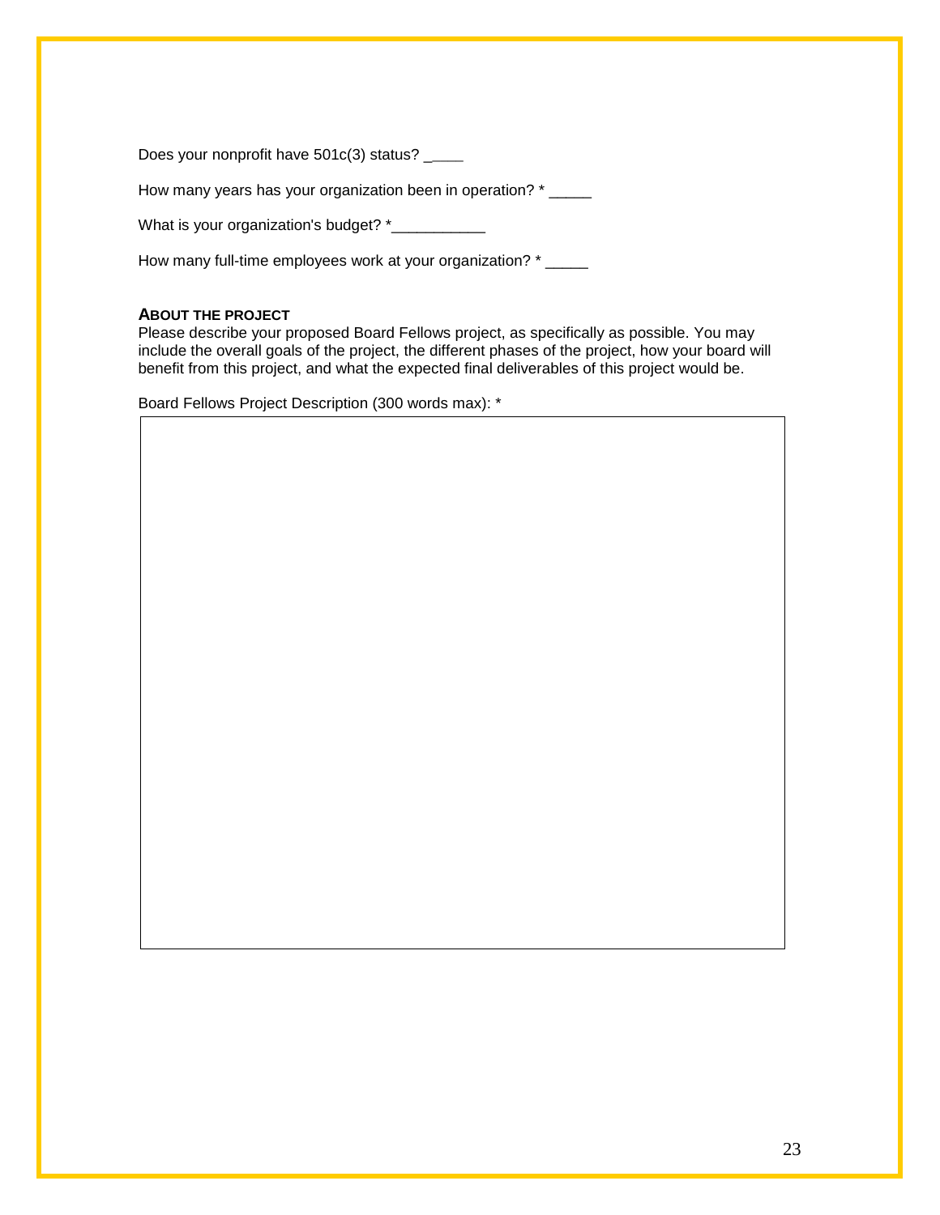Does your nonprofit have 501c(3) status? _____

How many years has your organization been in operation? * _____

What is your organization's budget? *___________

How many full-time employees work at your organization? * _____

**ABOUT THE PROJECT**

Please describe your proposed Board Fellows project, as specifically as possible. You may include the overall goals of the project, the different phases of the project, how your board will benefit from this project, and what the expected final deliverables of this project would be.

Board Fellows Project Description (300 words max): *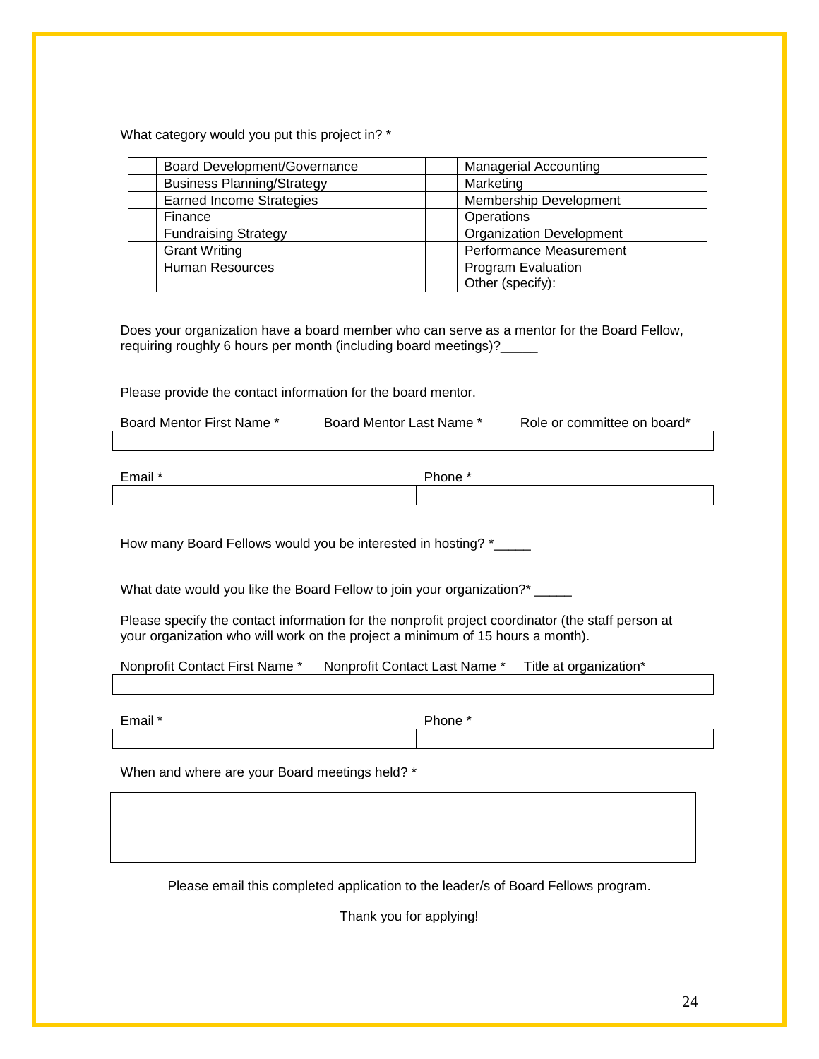What category would you put this project in? *

| | | | |
|---|---|---|---|
| | Board Development/Governance | | Managerial Accounting |
| | Business Planning/Strategy | | Marketing |
| | Earned Income Strategies | | Membership Development |
| | Finance | | Operations |
| | Fundraising Strategy | | Organization Development |
| | Grant Writing | | Performance Measurement |
| | Human Resources | | Program Evaluation |
| | | | Other (specify): |

Does your organization have a board member who can serve as a mentor for the Board Fellow, requiring roughly 6 hours per month (including board meetings)?_____

Please provide the contact information for the board mentor.

| Board Mentor First Name * | Board Mentor Last Name * | Role or committee on board* |
|---|---|---|
| | | |

| Email * | Phone * |
|---|---|
| | |

How many Board Fellows would you be interested in hosting? *_____

What date would you like the Board Fellow to join your organization?* _____

Please specify the contact information for the nonprofit project coordinator (the staff person at your organization who will work on the project a minimum of 15 hours a month).

| Nonprofit Contact First Name * | Nonprofit Contact Last Name * | Title at organization* |
|---|---|---|
| | | |

| Email * | Phone * |
|---|---|
| | |

When and where are your Board meetings held? *

| |
|---|
| |

Please email this completed application to the leader/s of Board Fellows program.

Thank you for applying!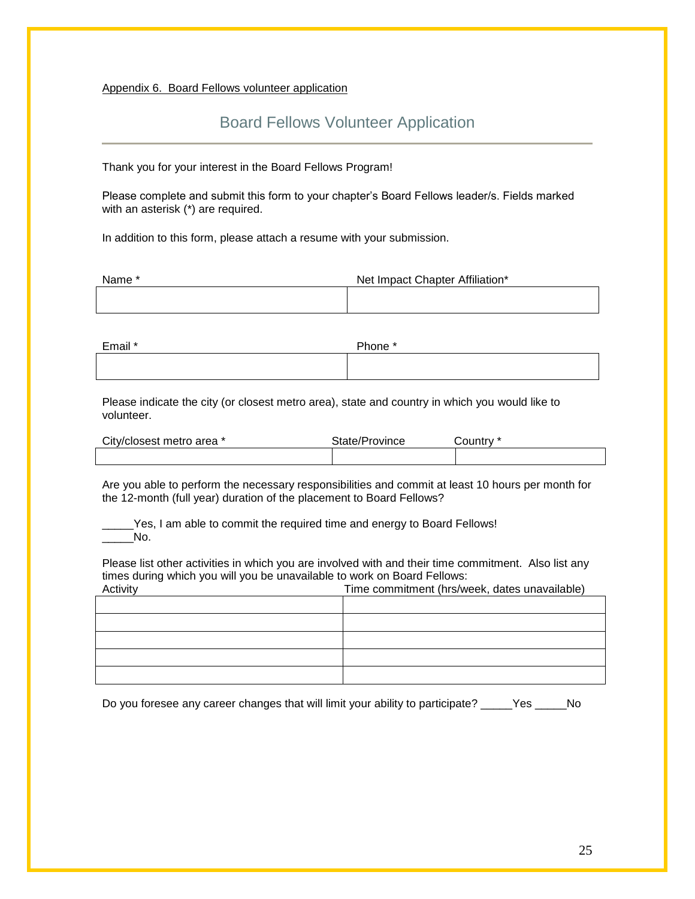Appendix 6. Board Fellows volunteer application

## Board Fellows Volunteer Application

Thank you for your interest in the Board Fellows Program!

Please complete and submit this form to your chapter's Board Fellows leader/s. Fields marked with an asterisk (*) are required.

In addition to this form, please attach a resume with your submission.

| Name * | Net Impact Chapter Affiliation* |
|---|---|
| | |

| Email * | Phone * |
|---|---|
| | |

Please indicate the city (or closest metro area), state and country in which you would like to volunteer.

| City/closest metro area * | State/Province | Country * |
|---|---|---|
| | | |

Are you able to perform the necessary responsibilities and commit at least 10 hours per month for the 12-month (full year) duration of the placement to Board Fellows?

_____Yes, I am able to commit the required time and energy to Board Fellows!
_____No.

Please list other activities in which you are involved with and their time commitment. Also list any times during which you will you be unavailable to work on Board Fellows:

| Activity | Time commitment (hrs/week, dates unavailable) |
|---|---|
| | |
| | |
| | |
| | |
| | |

Do you foresee any career changes that will limit your ability to participate? _____Yes _____No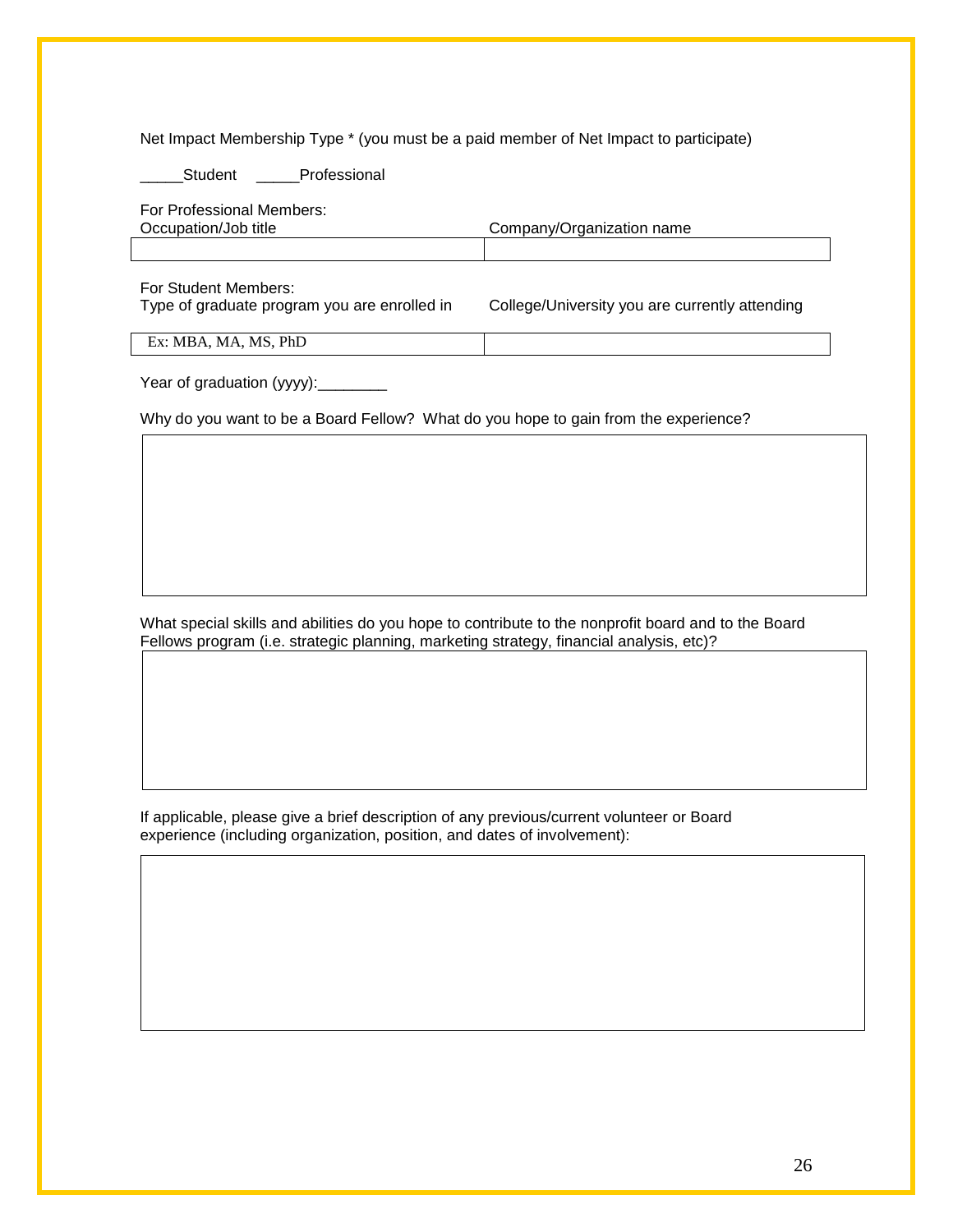Net Impact Membership Type * (you must be a paid member of Net Impact to participate)

_____Student _____Professional

For Professional Members:

| Occupation/Job title | Company/Organization name |
| --- | --- |
| | |

For Student Members:

| Type of graduate program you are enrolled in | College/University you are currently attending |
| --- | --- |
| Ex: MBA, MA, MS, PhD | |

Year of graduation (yyyy):________

Why do you want to be a Board Fellow? What do you hope to gain from the experience?

| |
| --- |
| |

What special skills and abilities do you hope to contribute to the nonprofit board and to the Board Fellows program (i.e. strategic planning, marketing strategy, financial analysis, etc)?

| |
| --- |
| |

If applicable, please give a brief description of any previous/current volunteer or Board experience (including organization, position, and dates of involvement):

| |
| --- |
| |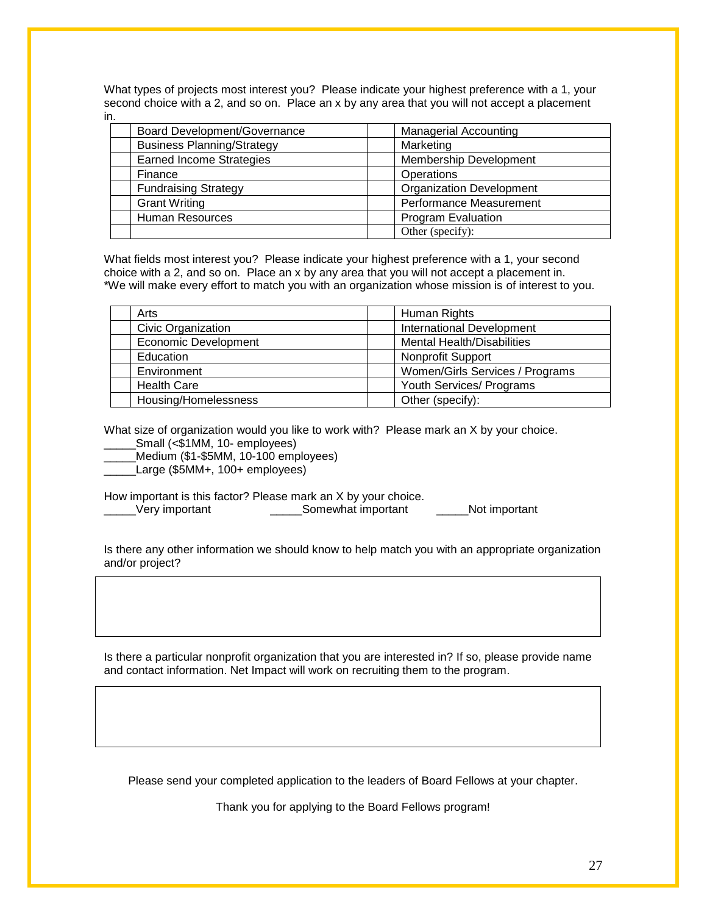What types of projects most interest you? Please indicate your highest preference with a 1, your second choice with a 2, and so on. Place an x by any area that you will not accept a placement in.

| | | | |
|---|---|---|---|
| | Board Development/Governance | | Managerial Accounting |
| | Business Planning/Strategy | | Marketing |
| | Earned Income Strategies | | Membership Development |
| | Finance | | Operations |
| | Fundraising Strategy | | Organization Development |
| | Grant Writing | | Performance Measurement |
| | Human Resources | | Program Evaluation |
| | | | Other (specify): |

What fields most interest you? Please indicate your highest preference with a 1, your second choice with a 2, and so on. Place an x by any area that you will not accept a placement in.
*We will make every effort to match you with an organization whose mission is of interest to you.

| | | | |
|---|---|---|---|
| | Arts | | Human Rights |
| | Civic Organization | | International Development |
| | Economic Development | | Mental Health/Disabilities |
| | Education | | Nonprofit Support |
| | Environment | | Women/Girls Services / Programs |
| | Health Care | | Youth Services/ Programs |
| | Housing/Homelessness | | Other (specify): |

What size of organization would you like to work with? Please mark an X by your choice.
_____Small (<$1MM, 10- employees)
_____Medium ($1-$5MM, 10-100 employees)
_____Large ($5MM+, 100+ employees)

How important is this factor? Please mark an X by your choice.
_____Very important _____Somewhat important _____Not important

Is there any other information we should know to help match you with an appropriate organization and/or project?

| |
|---|
| |

Is there a particular nonprofit organization that you are interested in? If so, please provide name and contact information. Net Impact will work on recruiting them to the program.

| |
|---|
| |

Please send your completed application to the leaders of Board Fellows at your chapter.

Thank you for applying to the Board Fellows program!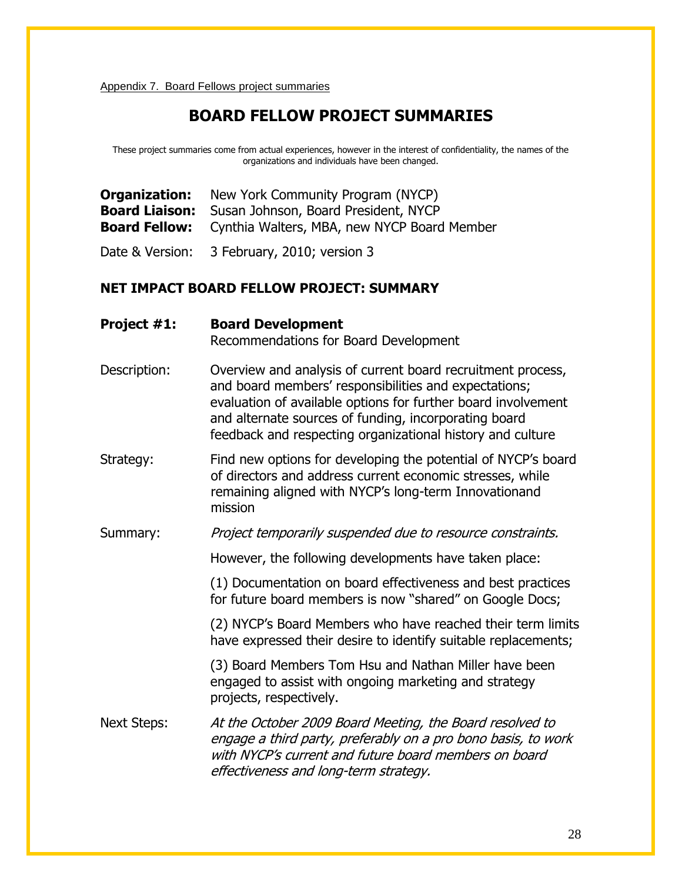Appendix 7. Board Fellows project summaries

# BOARD FELLOW PROJECT SUMMARIES

These project summaries come from actual experiences, however in the interest of confidentiality, the names of the organizations and individuals have been changed.

**Organization:** New York Community Program (NYCP)
**Board Liaison:** Susan Johnson, Board President, NYCP
**Board Fellow:** Cynthia Walters, MBA, new NYCP Board Member

Date & Version: 3 February, 2010; version 3

## NET IMPACT BOARD FELLOW PROJECT: SUMMARY

**Project #1:** **Board Development**
Recommendations for Board Development

Description: Overview and analysis of current board recruitment process, and board members' responsibilities and expectations; evaluation of available options for further board involvement and alternate sources of funding, incorporating board feedback and respecting organizational history and culture

Strategy: Find new options for developing the potential of NYCP's board of directors and address current economic stresses, while remaining aligned with NYCP's long-term Innovationand mission

Summary: *Project temporarily suspended due to resource constraints.*

However, the following developments have taken place:

(1) Documentation on board effectiveness and best practices for future board members is now "shared" on Google Docs;

(2) NYCP's Board Members who have reached their term limits have expressed their desire to identify suitable replacements;

(3) Board Members Tom Hsu and Nathan Miller have been engaged to assist with ongoing marketing and strategy projects, respectively.

Next Steps: *At the October 2009 Board Meeting, the Board resolved to engage a third party, preferably on a pro bono basis, to work with NYCP's current and future board members on board effectiveness and long-term strategy.*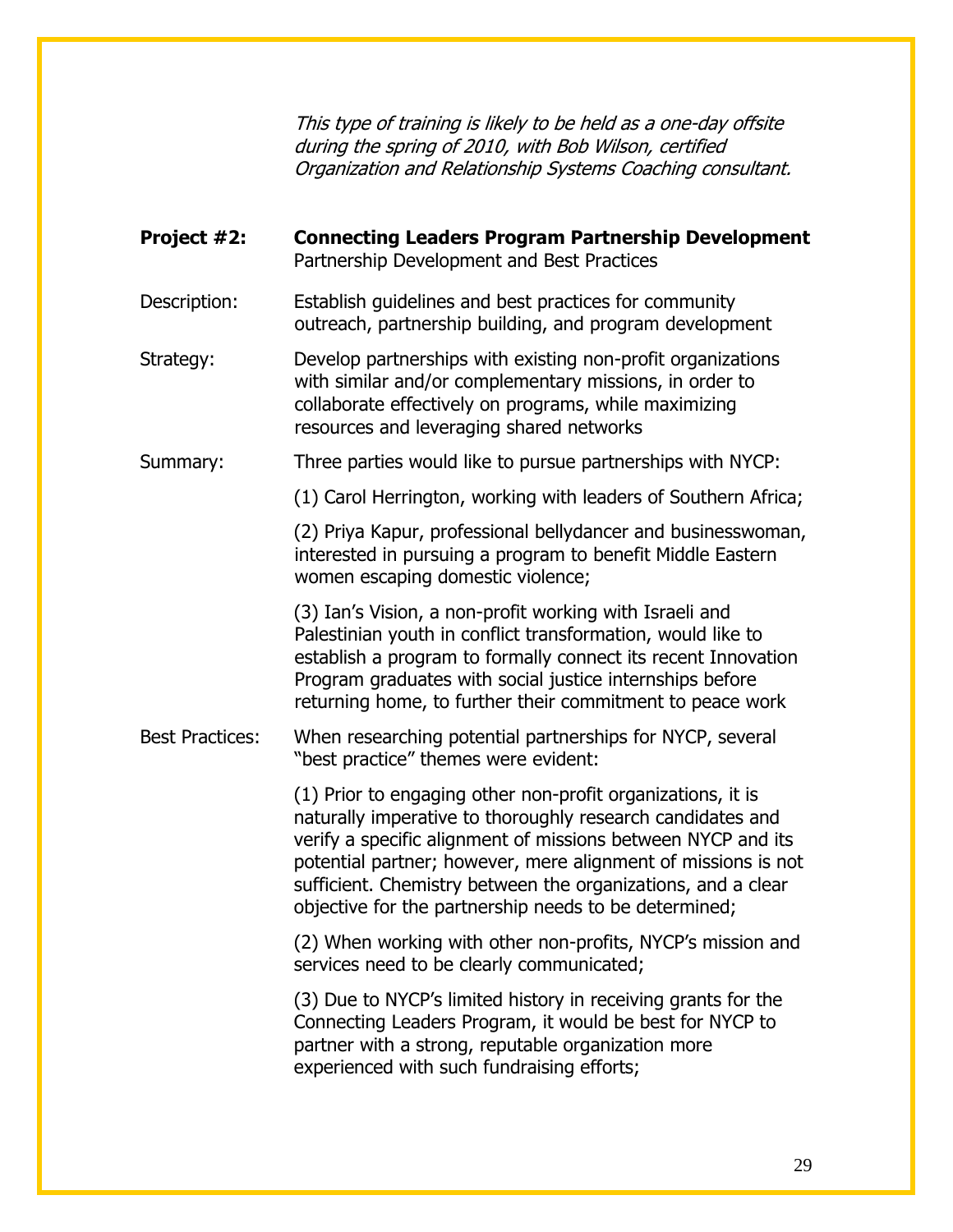*This type of training is likely to be held as a one-day offsite during the spring of 2010, with Bob Wilson, certified Organization and Relationship Systems Coaching consultant.*

**Project #2: Connecting Leaders Program Partnership Development**
Partnership Development and Best Practices

Description: Establish guidelines and best practices for community outreach, partnership building, and program development

Strategy: Develop partnerships with existing non-profit organizations with similar and/or complementary missions, in order to collaborate effectively on programs, while maximizing resources and leveraging shared networks

Summary: Three parties would like to pursue partnerships with NYCP:

(1) Carol Herrington, working with leaders of Southern Africa;

(2) Priya Kapur, professional bellydancer and businesswoman, interested in pursuing a program to benefit Middle Eastern women escaping domestic violence;

(3) Ian's Vision, a non-profit working with Israeli and Palestinian youth in conflict transformation, would like to establish a program to formally connect its recent Innovation Program graduates with social justice internships before returning home, to further their commitment to peace work

Best Practices: When researching potential partnerships for NYCP, several "best practice" themes were evident:

(1) Prior to engaging other non-profit organizations, it is naturally imperative to thoroughly research candidates and verify a specific alignment of missions between NYCP and its potential partner; however, mere alignment of missions is not sufficient. Chemistry between the organizations, and a clear objective for the partnership needs to be determined;

(2) When working with other non-profits, NYCP's mission and services need to be clearly communicated;

(3) Due to NYCP's limited history in receiving grants for the Connecting Leaders Program, it would be best for NYCP to partner with a strong, reputable organization more experienced with such fundraising efforts;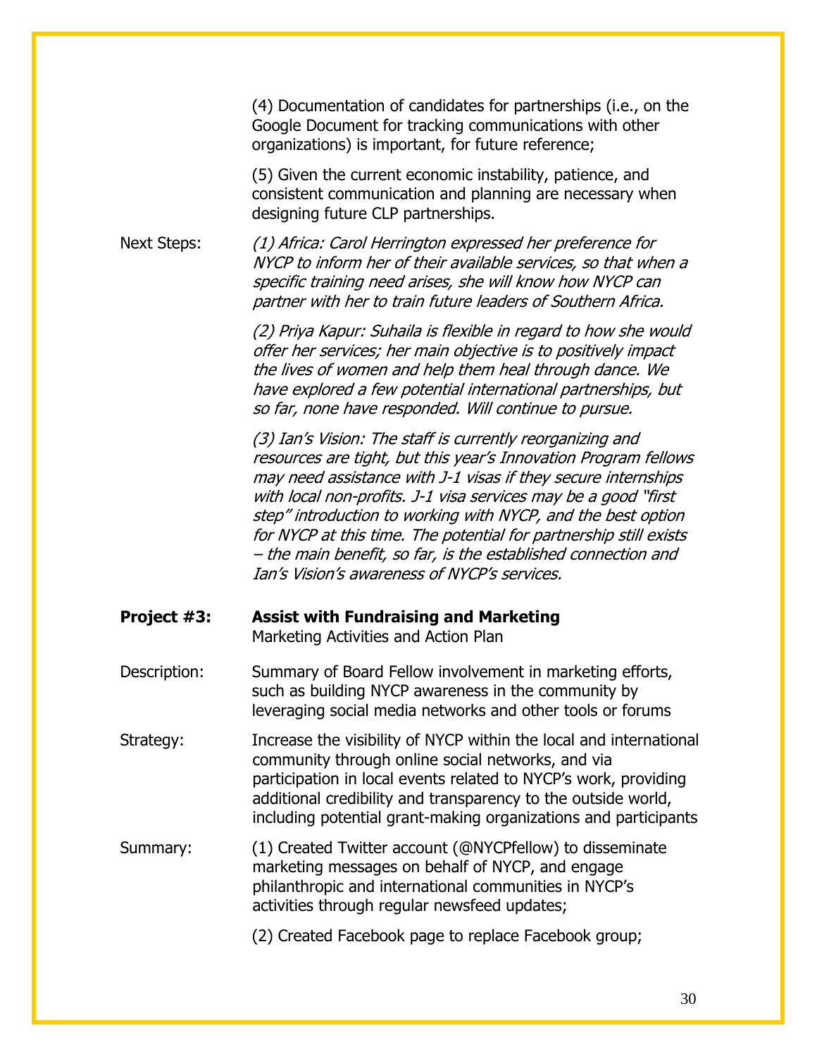(4) Documentation of candidates for partnerships (i.e., on the Google Document for tracking communications with other organizations) is important, for future reference;

(5) Given the current economic instability, patience, and consistent communication and planning are necessary when designing future CLP partnerships.

Next Steps:

*(1) Africa: Carol Herrington expressed her preference for NYCP to inform her of their available services, so that when a specific training need arises, she will know how NYCP can partner with her to train future leaders of Southern Africa.*

*(2) Priya Kapur: Suhaila is flexible in regard to how she would offer her services; her main objective is to positively impact the lives of women and help them heal through dance. We have explored a few potential international partnerships, but so far, none have responded. Will continue to pursue.*

*(3) Ian's Vision: The staff is currently reorganizing and resources are tight, but this year's Innovation Program fellows may need assistance with J-1 visas if they secure internships with local non-profits. J-1 visa services may be a good "first step" introduction to working with NYCP, and the best option for NYCP at this time. The potential for partnership still exists – the main benefit, so far, is the established connection and Ian's Vision's awareness of NYCP's services.*

**Project #3: Assist with Fundraising and Marketing**

Marketing Activities and Action Plan

Description: Summary of Board Fellow involvement in marketing efforts, such as building NYCP awareness in the community by leveraging social media networks and other tools or forums

Strategy: Increase the visibility of NYCP within the local and international community through online social networks, and via participation in local events related to NYCP's work, providing additional credibility and transparency to the outside world, including potential grant-making organizations and participants

Summary:

(1) Created Twitter account (@NYCPfellow) to disseminate marketing messages on behalf of NYCP, and engage philanthropic and international communities in NYCP's activities through regular newsfeed updates;

(2) Created Facebook page to replace Facebook group;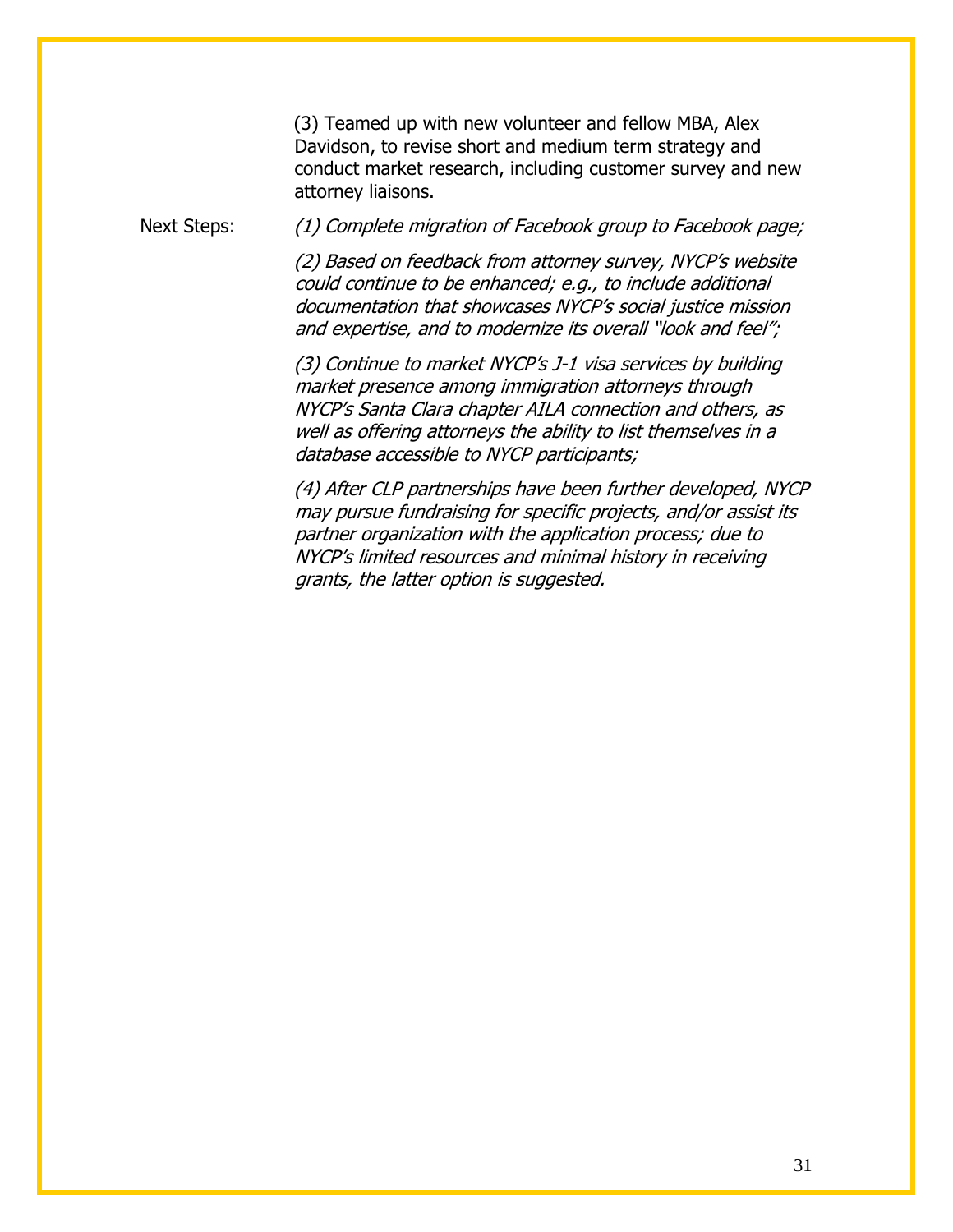(3) Teamed up with new volunteer and fellow MBA, Alex Davidson, to revise short and medium term strategy and conduct market research, including customer survey and new attorney liaisons.

Next Steps:

*(1) Complete migration of Facebook group to Facebook page;*

*(2) Based on feedback from attorney survey, NYCP's website could continue to be enhanced; e.g., to include additional documentation that showcases NYCP's social justice mission and expertise, and to modernize its overall "look and feel";*

*(3) Continue to market NYCP's J-1 visa services by building market presence among immigration attorneys through NYCP's Santa Clara chapter AILA connection and others, as well as offering attorneys the ability to list themselves in a database accessible to NYCP participants;*

*(4) After CLP partnerships have been further developed, NYCP may pursue fundraising for specific projects, and/or assist its partner organization with the application process; due to NYCP's limited resources and minimal history in receiving grants, the latter option is suggested.*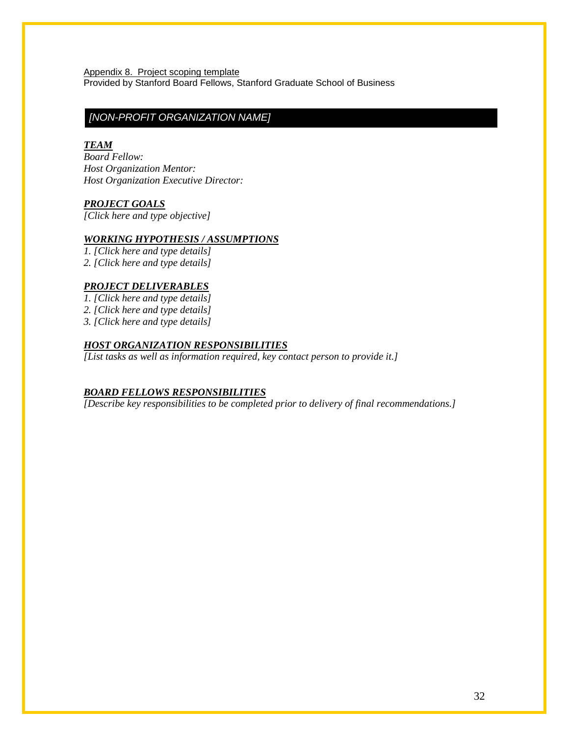Appendix 8. Project scoping template
Provided by Stanford Board Fellows, Stanford Graduate School of Business

## *[NON-PROFIT ORGANIZATION NAME]*

***TEAM***

*Board Fellow:*
*Host Organization Mentor:*
*Host Organization Executive Director:*

***PROJECT GOALS***

*[Click here and type objective]*

***WORKING HYPOTHESIS / ASSUMPTIONS***

*1. [Click here and type details]*
*2. [Click here and type details]*

***PROJECT DELIVERABLES***

*1. [Click here and type details]*
*2. [Click here and type details]*
*3. [Click here and type details]*

***HOST ORGANIZATION RESPONSIBILITIES***

*[List tasks as well as information required, key contact person to provide it.]*

***BOARD FELLOWS RESPONSIBILITIES***

*[Describe key responsibilities to be completed prior to delivery of final recommendations.]*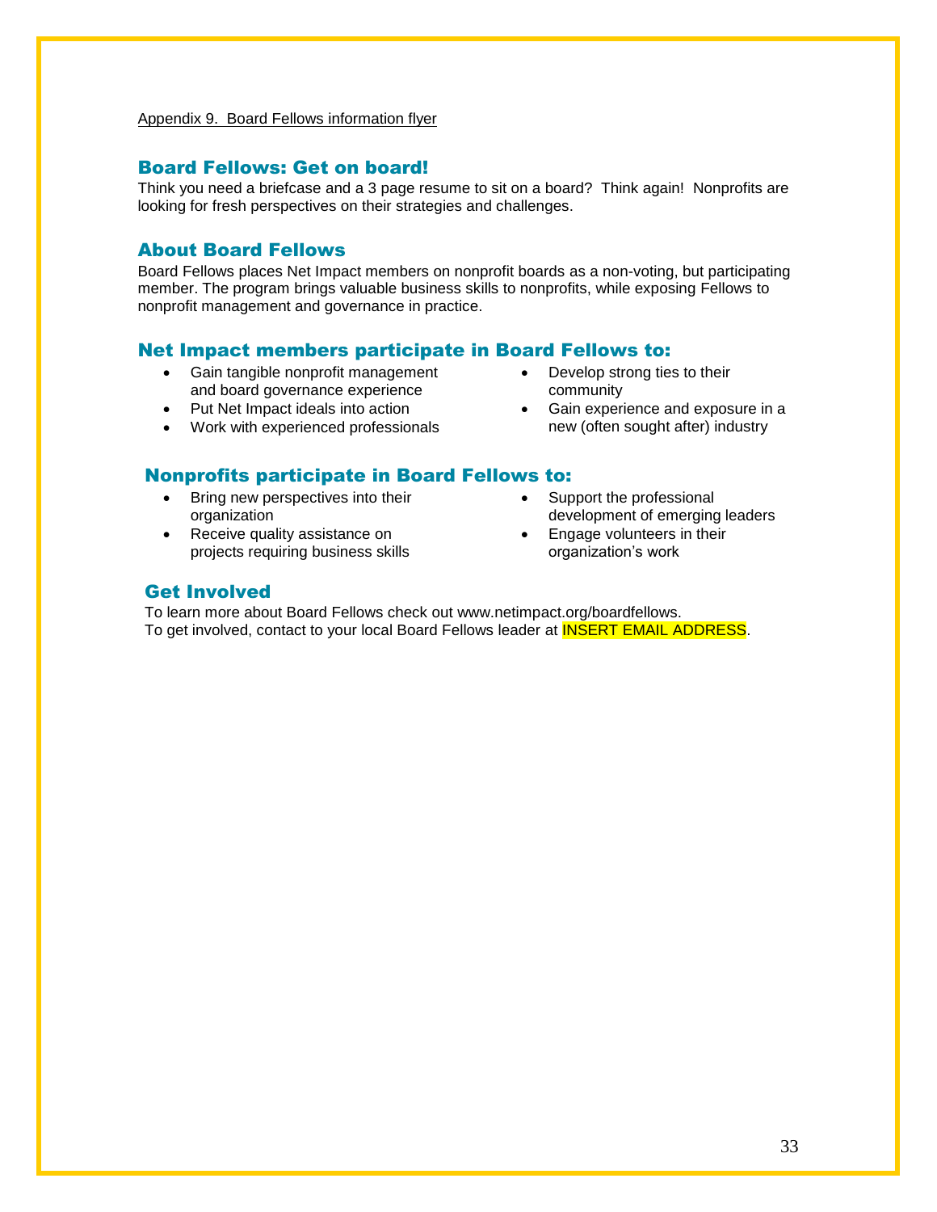Appendix 9. Board Fellows information flyer

## Board Fellows: Get on board!

Think you need a briefcase and a 3 page resume to sit on a board? Think again! Nonprofits are looking for fresh perspectives on their strategies and challenges.

## About Board Fellows

Board Fellows places Net Impact members on nonprofit boards as a non-voting, but participating member. The program brings valuable business skills to nonprofits, while exposing Fellows to nonprofit management and governance in practice.

## Net Impact members participate in Board Fellows to:

- Gain tangible nonprofit management and board governance experience
- Put Net Impact ideals into action
- Work with experienced professionals
- Develop strong ties to their community
- Gain experience and exposure in a new (often sought after) industry

## Nonprofits participate in Board Fellows to:

- Bring new perspectives into their organization
- Receive quality assistance on projects requiring business skills
- Support the professional development of emerging leaders
- Engage volunteers in their organization's work

## Get Involved

To learn more about Board Fellows check out www.netimpact.org/boardfellows.
To get involved, contact to your local Board Fellows leader at INSERT EMAIL ADDRESS.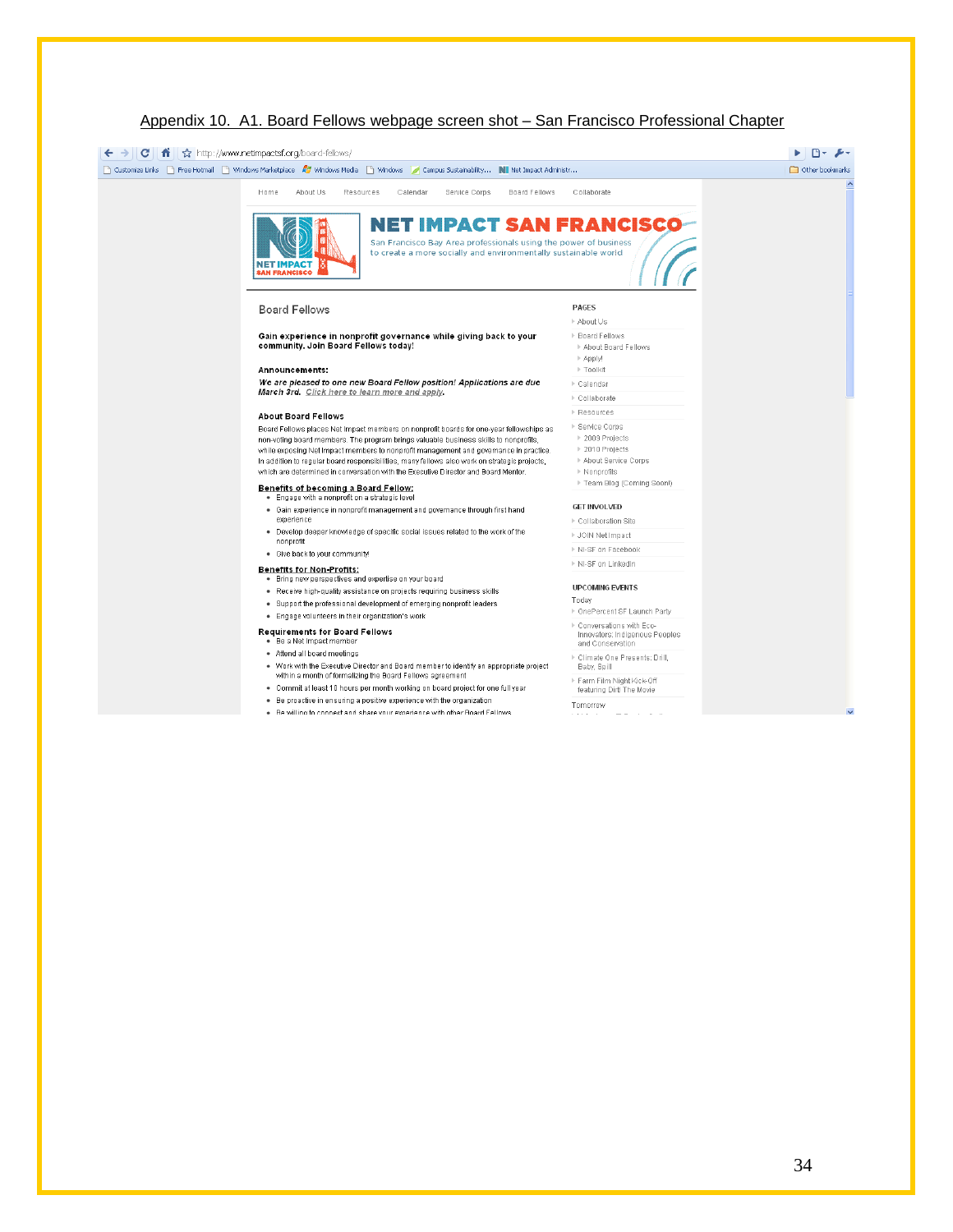Appendix 10. A1. Board Fellows webpage screen shot – San Francisco Professional Chapter

http://www.netimpactsf.org/board-fellows/

Home About Us Resources Calendar Service Corps Board Fellows Collaborate

NET IMPACT SAN FRANCISCO

San Francisco Bay Area professionals using the power of business to create a more socially and environmentally sustainable world

## Board Fellows

**Gain experience in nonprofit governance while giving back to your community. Join Board Fellows today!**

**Announcements:**

***We are pleased to one new Board Fellow position! Applications are due March 3rd. Click here to learn more and apply.***

**About Board Fellows**

Board Fellows places Net Impact members on nonprofit boards for one-year fellowships as non-voting board members. The program brings valuable business skills to nonprofits, while exposing Net Impact members to nonprofit management and governance in practice. In addition to regular board responsibilities, many fellows also work on strategic projects, which are determined in conversation with the Executive Director and Board Mentor.

**Benefits of becoming a Board Fellow:**

- Engage with a nonprofit on a strategic level
- Gain experience in nonprofit management and governance through first hand experience
- Develop deeper knowledge of specific social issues related to the work of the nonprofit
- Give back to your community!

**Benefits for Non-Profits:**

- Bring new perspectives and expertise on your board
- Receive high-quality assistance on projects requiring business skills
- Support the professional development of emerging nonprofit leaders
- Engage volunteers in their organization's work

**Requirements for Board Fellows**

- Be a Net Impact member
- Attend all board meetings
- Work with the Executive Director and Board member to identify an appropriate project within a month of formalizing the Board Fellows agreement
- Commit at least 10 hours per month working on board project for one full year
- Be proactive in ensuring a positive experience with the organization
- Be willing to connect and share your experience with other Board Fellows

**PAGES**

- About Us
- Board Fellows
  - About Board Fellows
  - Apply!
  - Toolkit
- Calendar
- Collaborate
- Resources
- Service Corps
  - 2009 Projects
  - 2010 Projects
  - About Service Corps
  - Nonprofits
  - Team Blog (Coming Soon!)

**GET INVOLVED**

- Collaboration Site
- JOIN Net Impact
- NI-SF on Facebook
- NI-SF on LinkedIn

**UPCOMING EVENTS**

Today

- OnePercent SF Launch Party
- Conversations with Eco-Innovators: Indigenous Peoples and Conservation
- Climate One Presents: Drill, Baby, Spill
- Farm Film Night Kick-Off featuring Dirt! The Movie

Tomorrow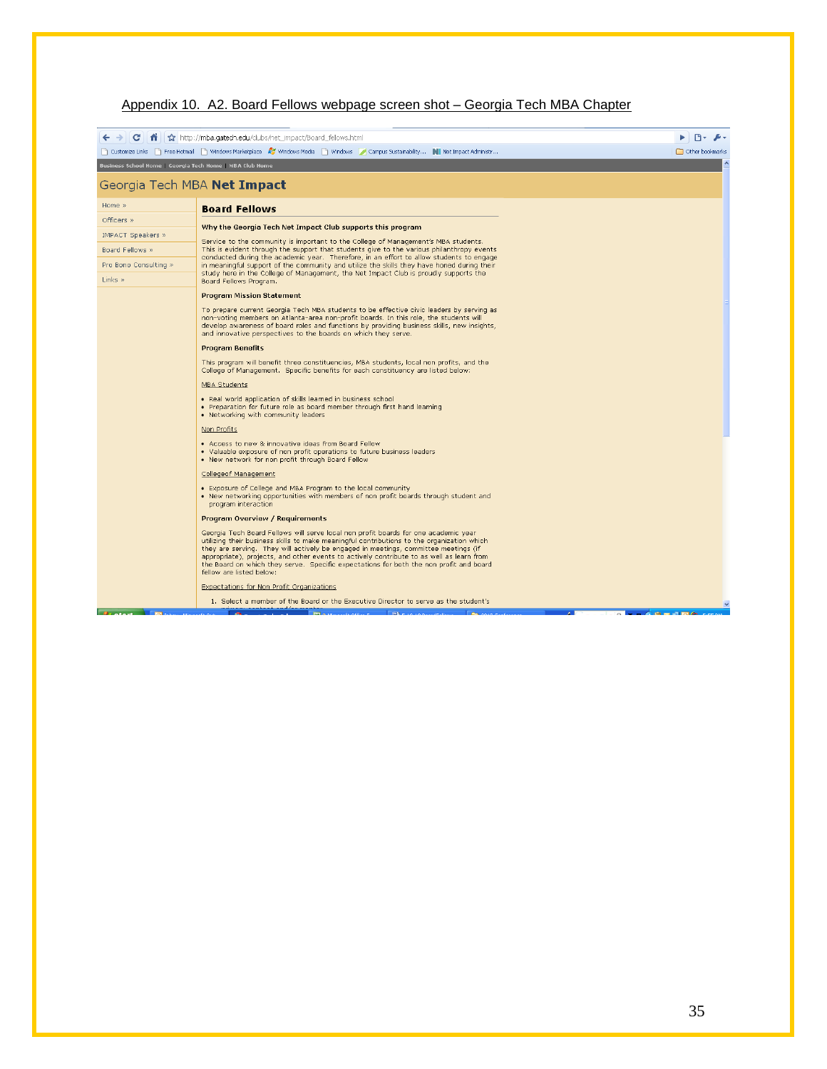Appendix 10. A2. Board Fellows webpage screen shot – Georgia Tech MBA Chapter

http://mba.gatech.edu/clubs/net_impact/board_fellows.html

Business School Home | Georgia Tech Home | MBA Club Home

Georgia Tech MBA **Net Impact**

- Home »
- Officers »
- IMPACT Speakers »
- Board Fellows »
- Pro Bono Consulting »
- Links »

## Board Fellows

**Why the Georgia Tech Net Impact Club supports this program**

Service to the community is important to the College of Management's MBA students. This is evident through the support that students give to the various philanthropy events conducted during the academic year. Therefore, in an effort to allow students to engage in meaningful support of the community and utilize the skills they have honed during their study here in the College of Management, the Net Impact Club is proudly supports the Board Fellows Program.

**Program Mission Statement**

To prepare current Georgia Tech MBA students to be effective civic leaders by serving as non-voting members on Atlanta-area non-profit boards. In this role, the students will develop awareness of board roles and functions by providing business skills, new insights, and innovative perspectives to the boards on which they serve.

**Program Benefits**

This program will benefit three constituencies, MBA students, local non profits, and the College of Management. Specific benefits for each constituency are listed below:

MBA Students

- Real world application of skills learned in business school
- Preparation for future role as board member through first hand learning
- Networking with community leaders

Non Profits

- Access to new & innovative ideas from Board Fellow
- Valuable exposure of non profit operations to future business leaders
- New network for non profit through Board Fellow

Collegeof Management

- Exposure of College and MBA Program to the local community
- New networking opportunities with members of non profit boards through student and program interaction

**Program Overview / Requirements**

Georgia Tech Board Fellows will serve local non profit boards for one academic year utilizing their business skills to make meaningful contributions to the organization which they are serving. They will actively be engaged in meetings, committee meetings (if appropriate), projects, and other events to actively contribute to as well as learn from the Board on which they serve. Specific expectations for both the non profit and board fellow are listed below:

Expectations for Non Profit Organizations

1. Select a member of the Board or the Executive Director to serve as the student's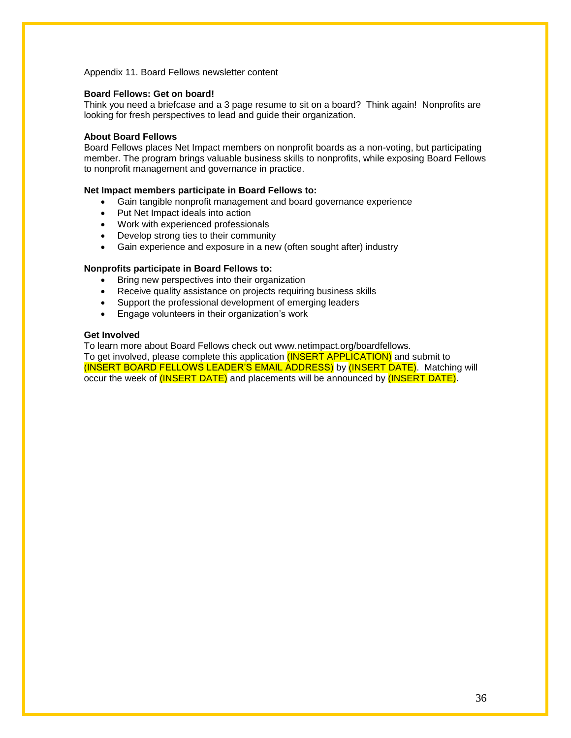Appendix 11. Board Fellows newsletter content

**Board Fellows: Get on board!**

Think you need a briefcase and a 3 page resume to sit on a board? Think again! Nonprofits are looking for fresh perspectives to lead and guide their organization.

**About Board Fellows**

Board Fellows places Net Impact members on nonprofit boards as a non-voting, but participating member. The program brings valuable business skills to nonprofits, while exposing Board Fellows to nonprofit management and governance in practice.

**Net Impact members participate in Board Fellows to:**

- Gain tangible nonprofit management and board governance experience
- Put Net Impact ideals into action
- Work with experienced professionals
- Develop strong ties to their community
- Gain experience and exposure in a new (often sought after) industry

**Nonprofits participate in Board Fellows to:**

- Bring new perspectives into their organization
- Receive quality assistance on projects requiring business skills
- Support the professional development of emerging leaders
- Engage volunteers in their organization's work

**Get Involved**

To learn more about Board Fellows check out www.netimpact.org/boardfellows.
To get involved, please complete this application (INSERT APPLICATION) and submit to (INSERT BOARD FELLOWS LEADER'S EMAIL ADDRESS) by (INSERT DATE). Matching will occur the week of (INSERT DATE) and placements will be announced by (INSERT DATE).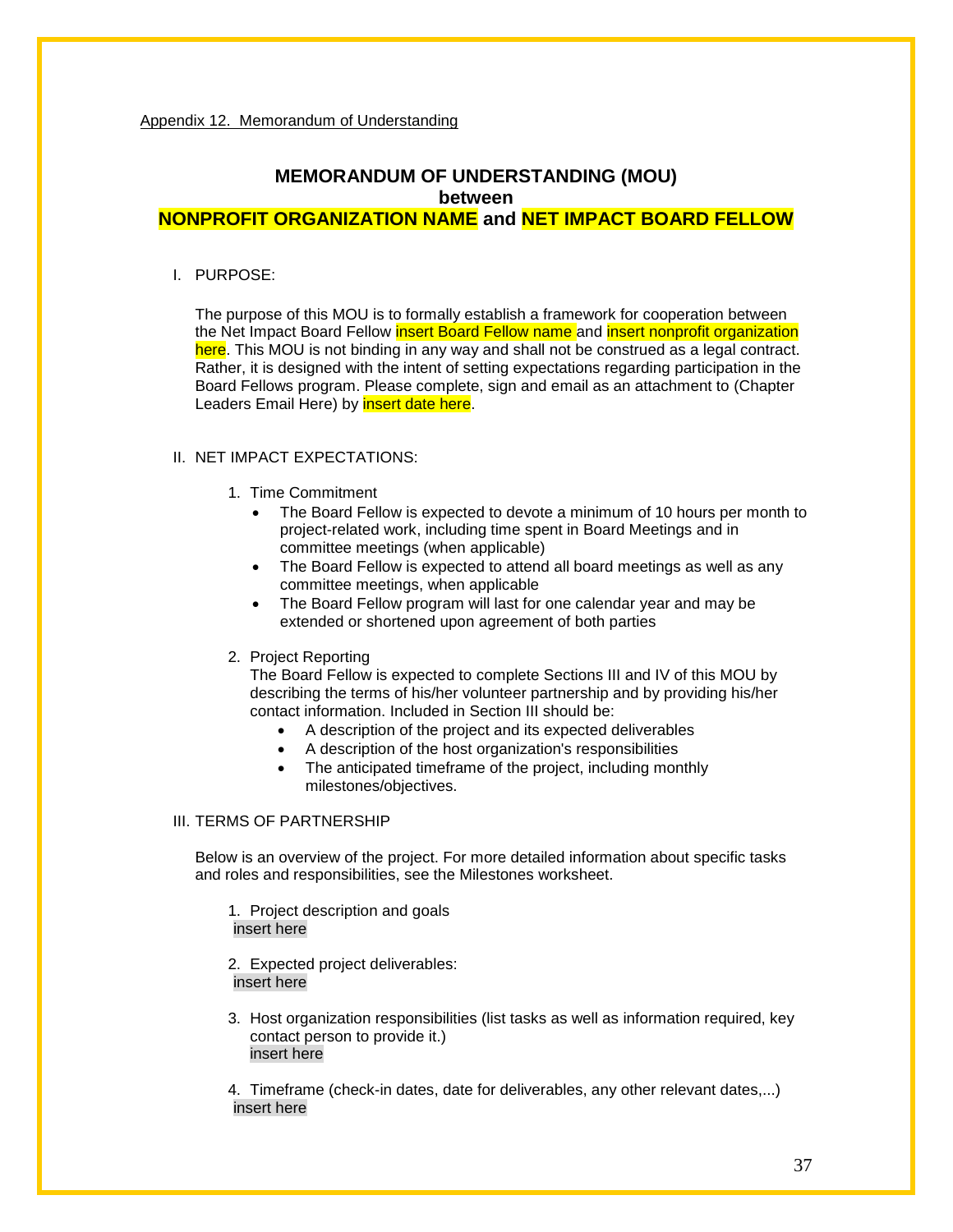Appendix 12. Memorandum of Understanding

# MEMORANDUM OF UNDERSTANDING (MOU)
## between
## NONPROFIT ORGANIZATION NAME and NET IMPACT BOARD FELLOW

I. PURPOSE:

The purpose of this MOU is to formally establish a framework for cooperation between the Net Impact Board Fellow insert Board Fellow name and insert nonprofit organization here. This MOU is not binding in any way and shall not be construed as a legal contract. Rather, it is designed with the intent of setting expectations regarding participation in the Board Fellows program. Please complete, sign and email as an attachment to (Chapter Leaders Email Here) by insert date here.

II. NET IMPACT EXPECTATIONS:

1. Time Commitment
   - The Board Fellow is expected to devote a minimum of 10 hours per month to project-related work, including time spent in Board Meetings and in committee meetings (when applicable)
   - The Board Fellow is expected to attend all board meetings as well as any committee meetings, when applicable
   - The Board Fellow program will last for one calendar year and may be extended or shortened upon agreement of both parties

2. Project Reporting
   The Board Fellow is expected to complete Sections III and IV of this MOU by describing the terms of his/her volunteer partnership and by providing his/her contact information. Included in Section III should be:
   - A description of the project and its expected deliverables
   - A description of the host organization's responsibilities
   - The anticipated timeframe of the project, including monthly milestones/objectives.

III. TERMS OF PARTNERSHIP

Below is an overview of the project. For more detailed information about specific tasks and roles and responsibilities, see the Milestones worksheet.

1. Project description and goals
   insert here

2. Expected project deliverables:
   insert here

3. Host organization responsibilities (list tasks as well as information required, key contact person to provide it.)
   insert here

4. Timeframe (check-in dates, date for deliverables, any other relevant dates,...)
   insert here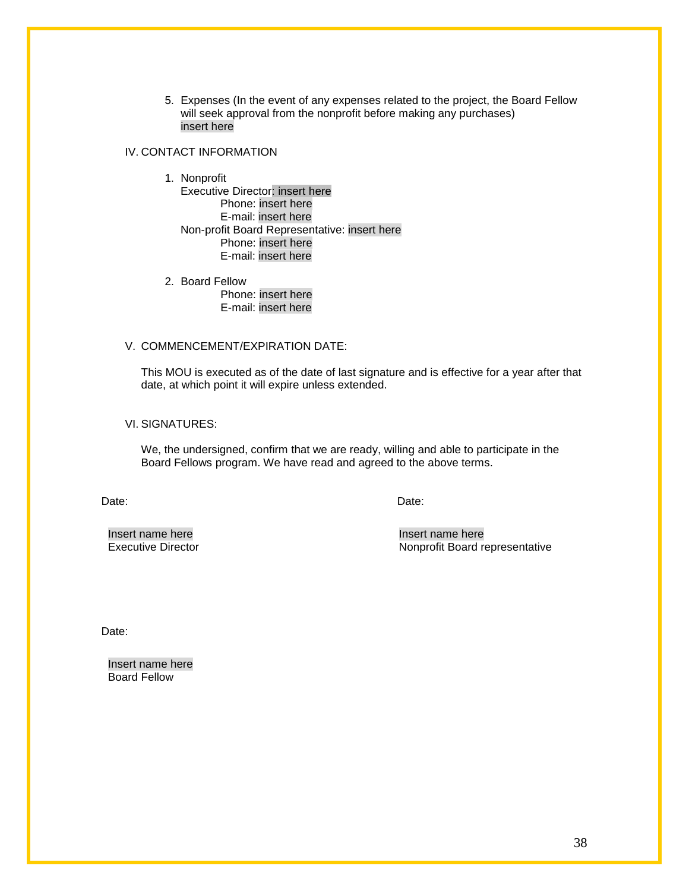5. Expenses (In the event of any expenses related to the project, the Board Fellow will seek approval from the nonprofit before making any purchases)
   insert here

IV. CONTACT INFORMATION

1. Nonprofit
   Executive Director: insert here
   Phone: insert here
   E-mail: insert here
   Non-profit Board Representative: insert here
   Phone: insert here
   E-mail: insert here

2. Board Fellow
   Phone: insert here
   E-mail: insert here

V. COMMENCEMENT/EXPIRATION DATE:

This MOU is executed as of the date of last signature and is effective for a year after that date, at which point it will expire unless extended.

VI. SIGNATURES:

We, the undersigned, confirm that we are ready, willing and able to participate in the Board Fellows program. We have read and agreed to the above terms.

Date:

Insert name here
Executive Director

Date:

Insert name here
Nonprofit Board representative

Date:

Insert name here
Board Fellow